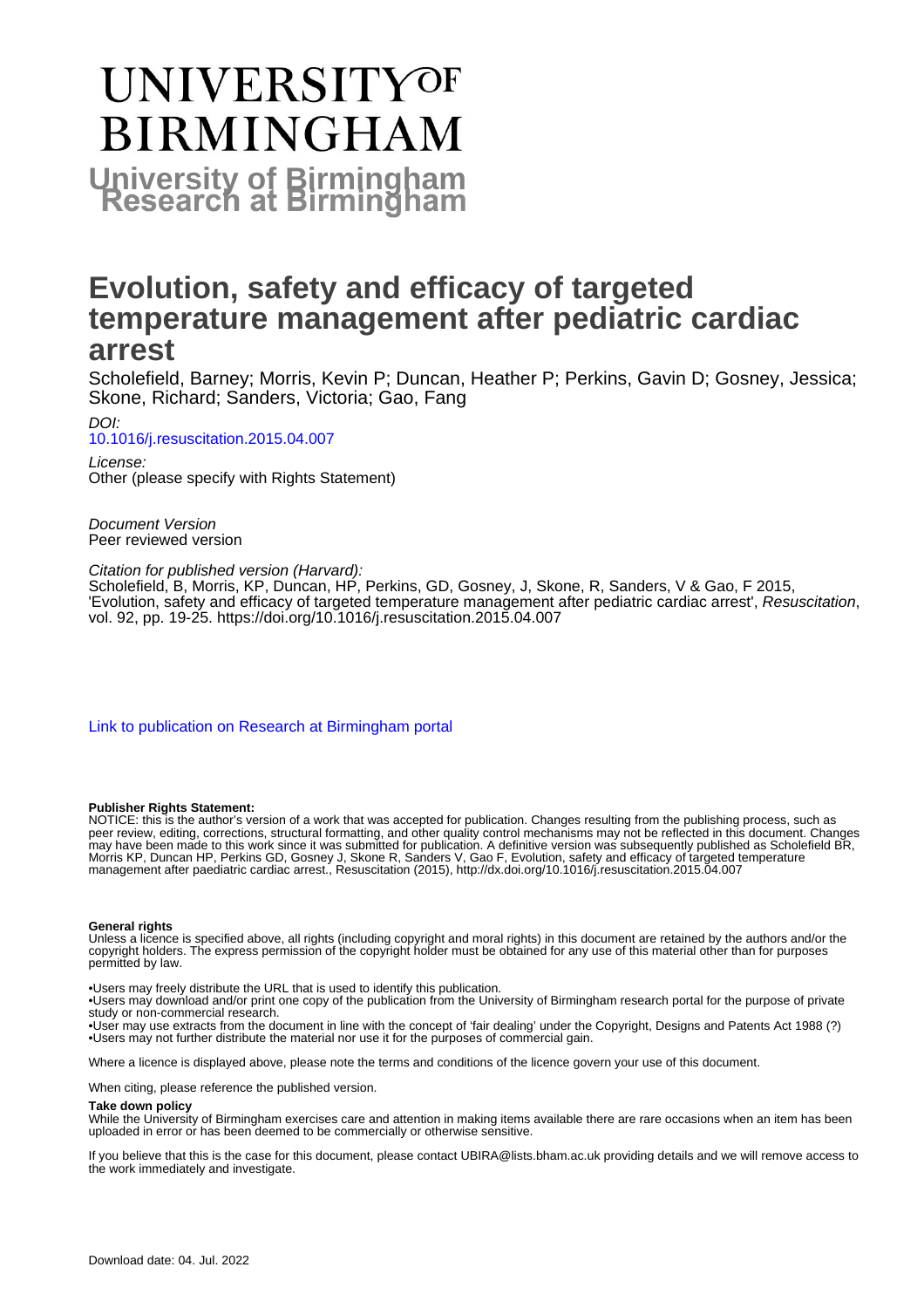# UNIVERSITY OF BIRMINGHAM

**University of Birmingham Research at Birmingham**

# Evolution, safety and efficacy of targeted temperature management after pediatric cardiac arrest

Scholefield, Barney; Morris, Kevin P; Duncan, Heather P; Perkins, Gavin D; Gosney, Jessica; Skone, Richard; Sanders, Victoria; Gao, Fang

*DOI:*
[10.1016/j.resuscitation.2015.04.007](https://doi.org/10.1016/j.resuscitation.2015.04.007)

*License:*
Other (please specify with Rights Statement)

*Document Version*
Peer reviewed version

*Citation for published version (Harvard):*
Scholefield, B, Morris, KP, Duncan, HP, Perkins, GD, Gosney, J, Skone, R, Sanders, V & Gao, F 2015, 'Evolution, safety and efficacy of targeted temperature management after pediatric cardiac arrest', *Resuscitation*, vol. 92, pp. 19-25. https://doi.org/10.1016/j.resuscitation.2015.04.007

[Link to publication on Research at Birmingham portal]

**Publisher Rights Statement:**
NOTICE: this is the author's version of a work that was accepted for publication. Changes resulting from the publishing process, such as peer review, editing, corrections, structural formatting, and other quality control mechanisms may not be reflected in this document. Changes may have been made to this work since it was submitted for publication. A definitive version was subsequently published as Scholefield BR, Morris KP, Duncan HP, Perkins GD, Gosney J, Skone R, Sanders V, Gao F, Evolution, safety and efficacy of targeted temperature management after paediatric cardiac arrest., Resuscitation (2015), http://dx.doi.org/10.1016/j.resuscitation.2015.04.007

**General rights**
Unless a licence is specified above, all rights (including copyright and moral rights) in this document are retained by the authors and/or the copyright holders. The express permission of the copyright holder must be obtained for any use of this material other than for purposes permitted by law.

•Users may freely distribute the URL that is used to identify this publication.
•Users may download and/or print one copy of the publication from the University of Birmingham research portal for the purpose of private study or non-commercial research.
•User may use extracts from the document in line with the concept of 'fair dealing' under the Copyright, Designs and Patents Act 1988 (?)
•Users may not further distribute the material nor use it for the purposes of commercial gain.

Where a licence is displayed above, please note the terms and conditions of the licence govern your use of this document.

When citing, please reference the published version.

**Take down policy**
While the University of Birmingham exercises care and attention in making items available there are rare occasions when an item has been uploaded in error or has been deemed to be commercially or otherwise sensitive.

If you believe that this is the case for this document, please contact UBIRA@lists.bham.ac.uk providing details and we will remove access to the work immediately and investigate.

Download date: 04. Jul. 2022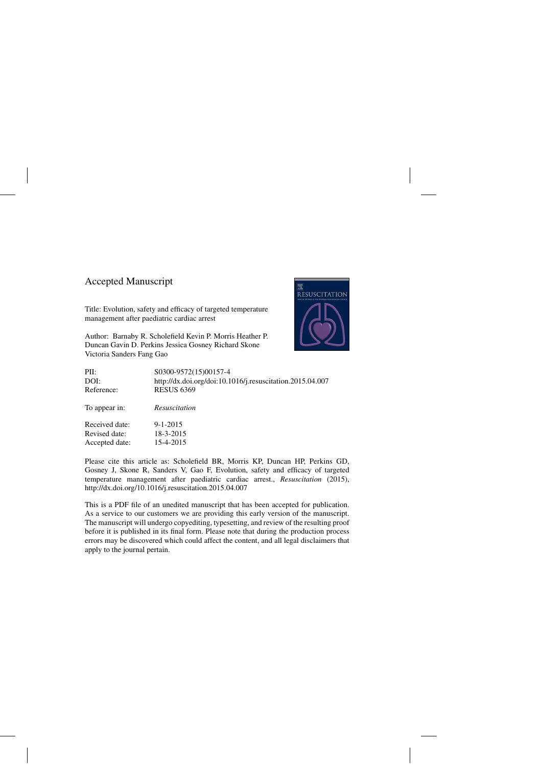Accepted Manuscript

Title: Evolution, safety and efficacy of targeted temperature management after paediatric cardiac arrest

Author: Barnaby R. Scholefield Kevin P. Morris Heather P. Duncan Gavin D. Perkins Jessica Gosney Richard Skone Victoria Sanders Fang Gao

| | |
|---|---|
| PII: | S0300-9572(15)00157-4 |
| DOI: | http://dx.doi.org/doi:10.1016/j.resuscitation.2015.04.007 |
| Reference: | RESUS 6369 |
| To appear in: | *Resuscitation* |
| Received date: | 9-1-2015 |
| Revised date: | 18-3-2015 |
| Accepted date: | 15-4-2015 |

Please cite this article as: Scholefield BR, Morris KP, Duncan HP, Perkins GD, Gosney J, Skone R, Sanders V, Gao F, Evolution, safety and efficacy of targeted temperature management after paediatric cardiac arrest., *Resuscitation* (2015), http://dx.doi.org/10.1016/j.resuscitation.2015.04.007

This is a PDF file of an unedited manuscript that has been accepted for publication. As a service to our customers we are providing this early version of the manuscript. The manuscript will undergo copyediting, typesetting, and review of the resulting proof before it is published in its final form. Please note that during the production process errors may be discovered which could affect the content, and all legal disclaimers that apply to the journal pertain.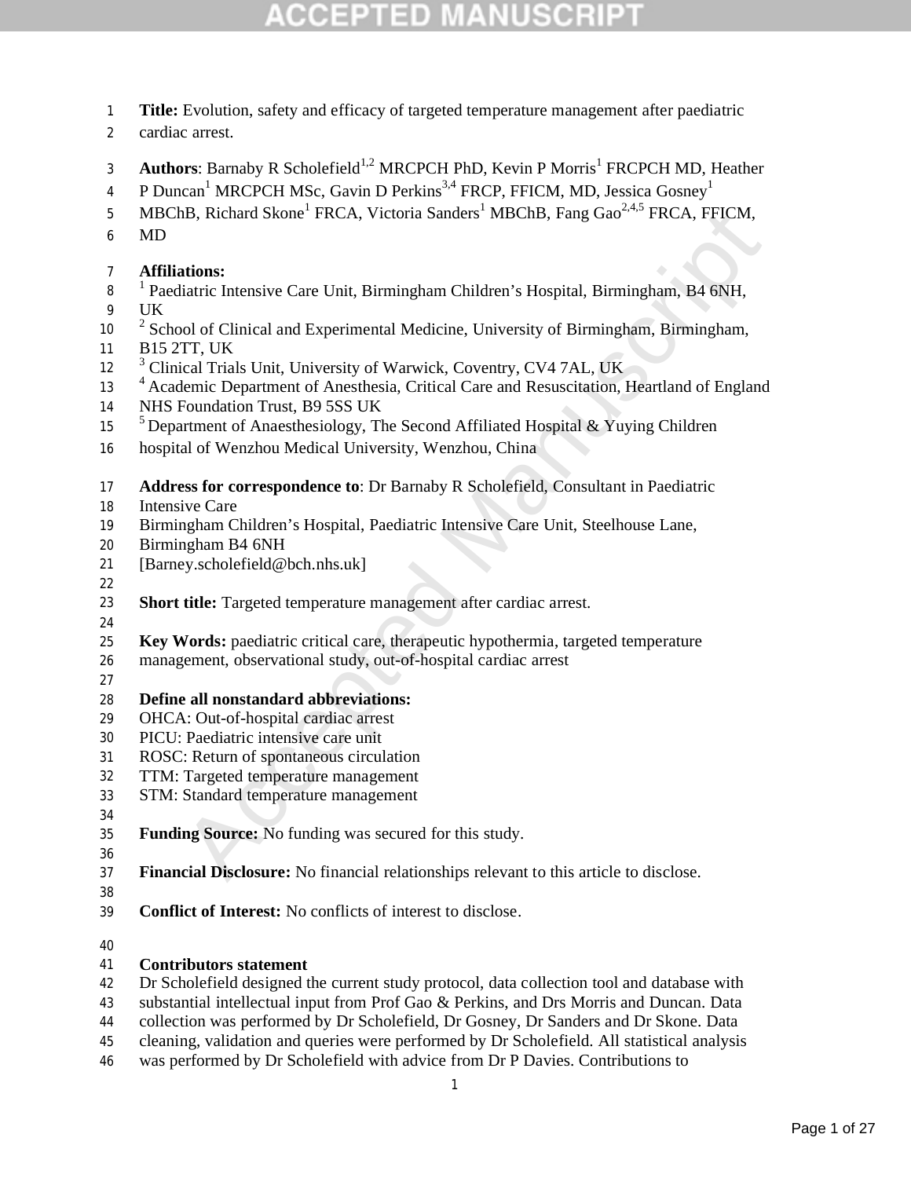**Title:** Evolution, safety and efficacy of targeted temperature management after paediatric cardiac arrest.

**Authors**: Barnaby R Scholefield[1,2] MRCPCH PhD, Kevin P Morris[1] FRCPCH MD, Heather P Duncan[1] MRCPCH MSc, Gavin D Perkins[3,4] FRCP, FFICM, MD, Jessica Gosney[1] MBChB, Richard Skone[1] FRCA, Victoria Sanders[1] MBChB, Fang Gao[2,4,5] FRCA, FFICM, MD

**Affiliations:**

[1] Paediatric Intensive Care Unit, Birmingham Children's Hospital, Birmingham, B4 6NH, UK

[2] School of Clinical and Experimental Medicine, University of Birmingham, Birmingham, B15 2TT, UK

[3] Clinical Trials Unit, University of Warwick, Coventry, CV4 7AL, UK

[4] Academic Department of Anesthesia, Critical Care and Resuscitation, Heartland of England NHS Foundation Trust, B9 5SS UK

[5] Department of Anaesthesiology, The Second Affiliated Hospital & Yuying Children hospital of Wenzhou Medical University, Wenzhou, China

**Address for correspondence to**: Dr Barnaby R Scholefield, Consultant in Paediatric Intensive Care
Birmingham Children's Hospital, Paediatric Intensive Care Unit, Steelhouse Lane, Birmingham B4 6NH
[Barney.scholefield@bch.nhs.uk]

**Short title:** Targeted temperature management after cardiac arrest.

**Key Words:** paediatric critical care, therapeutic hypothermia, targeted temperature management, observational study, out-of-hospital cardiac arrest

**Define all nonstandard abbreviations:**

OHCA: Out-of-hospital cardiac arrest
PICU: Paediatric intensive care unit
ROSC: Return of spontaneous circulation
TTM: Targeted temperature management
STM: Standard temperature management

**Funding Source:** No funding was secured for this study.

**Financial Disclosure:** No financial relationships relevant to this article to disclose.

**Conflict of Interest:** No conflicts of interest to disclose.

**Contributors statement**

Dr Scholefield designed the current study protocol, data collection tool and database with substantial intellectual input from Prof Gao & Perkins, and Drs Morris and Duncan. Data collection was performed by Dr Scholefield, Dr Gosney, Dr Sanders and Dr Skone. Data cleaning, validation and queries were performed by Dr Scholefield. All statistical analysis was performed by Dr Scholefield with advice from Dr P Davies. Contributions to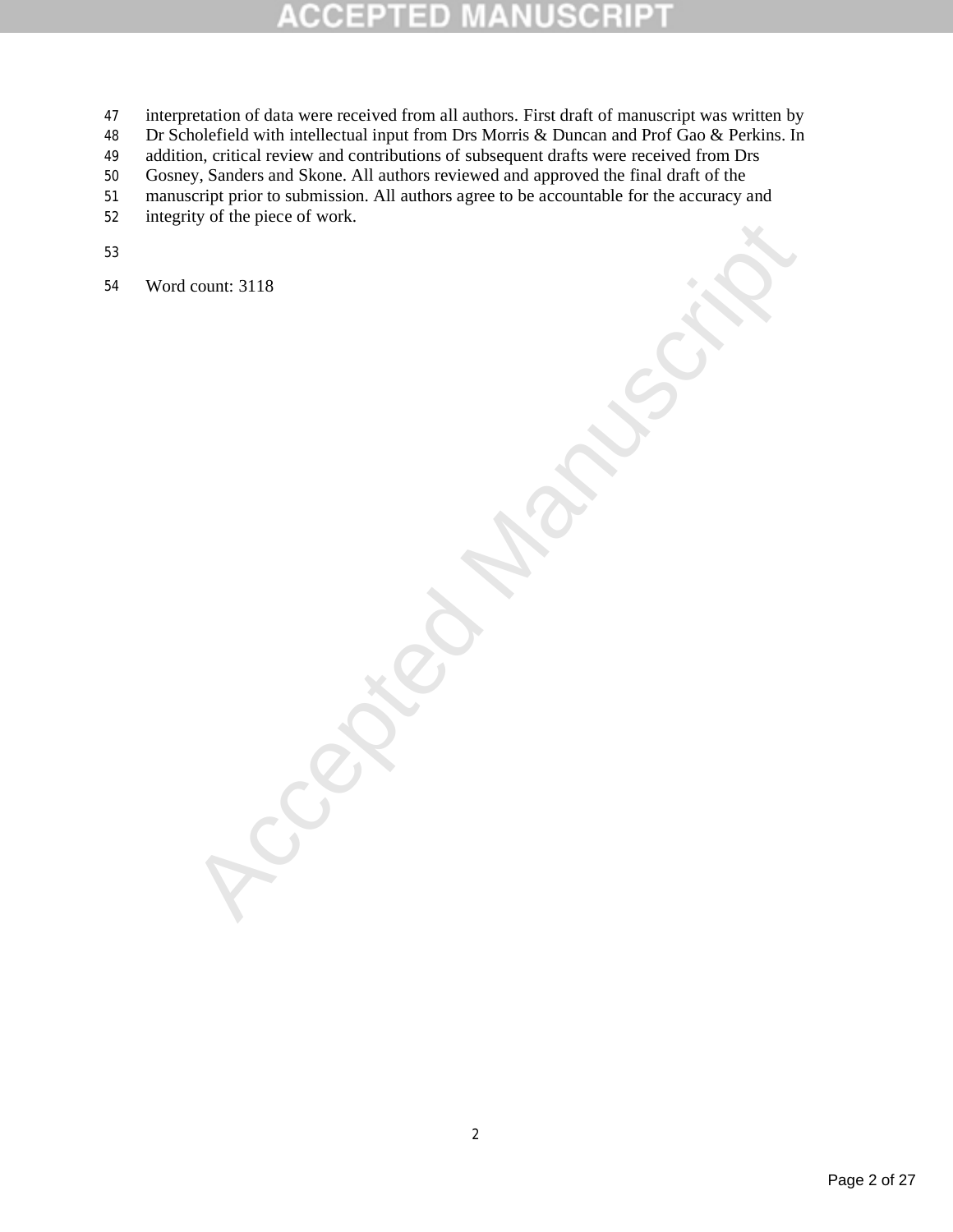interpretation of data were received from all authors. First draft of manuscript was written by Dr Scholefield with intellectual input from Drs Morris & Duncan and Prof Gao & Perkins. In addition, critical review and contributions of subsequent drafts were received from Drs Gosney, Sanders and Skone. All authors reviewed and approved the final draft of the manuscript prior to submission. All authors agree to be accountable for the accuracy and integrity of the piece of work.

Word count: 3118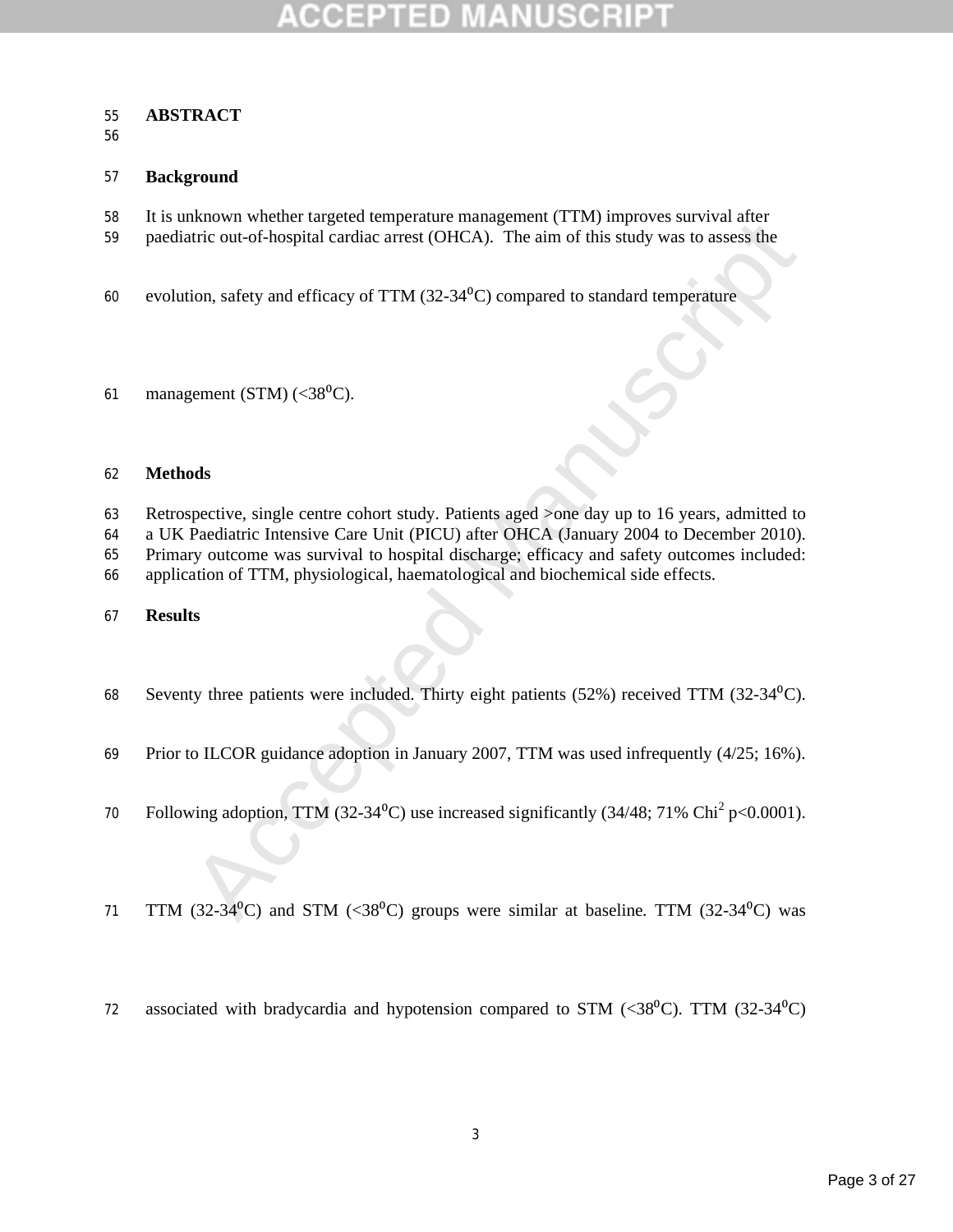## ABSTRACT

### Background

It is unknown whether targeted temperature management (TTM) improves survival after paediatric out-of-hospital cardiac arrest (OHCA). The aim of this study was to assess the evolution, safety and efficacy of TTM (32-34$^{o}$C) compared to standard temperature management (STM) (<38$^{o}$C).

### Methods

Retrospective, single centre cohort study. Patients aged >one day up to 16 years, admitted to a UK Paediatric Intensive Care Unit (PICU) after OHCA (January 2004 to December 2010). Primary outcome was survival to hospital discharge; efficacy and safety outcomes included: application of TTM, physiological, haematological and biochemical side effects.

### Results

Seventy three patients were included. Thirty eight patients (52%) received TTM (32-34$^{o}$C). Prior to ILCOR guidance adoption in January 2007, TTM was used infrequently (4/25; 16%). Following adoption, TTM (32-34$^{o}$C) use increased significantly (34/48; 71% Chi$^{2}$ p<0.0001). TTM (32-34$^{o}$C) and STM (<38$^{o}$C) groups were similar at baseline. TTM (32-34$^{o}$C) was associated with bradycardia and hypotension compared to STM (<38$^{o}$C). TTM (32-34$^{o}$C)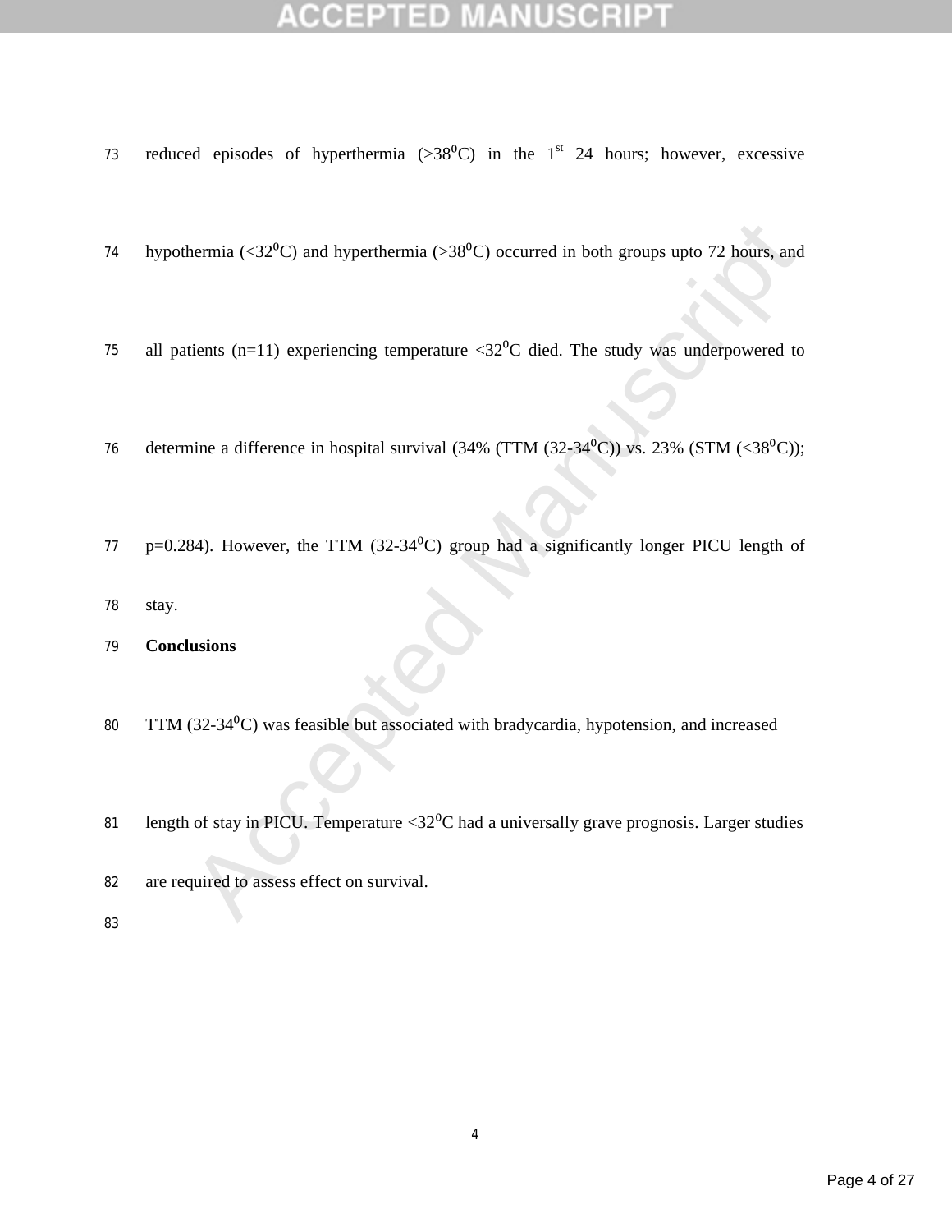reduced episodes of hyperthermia (>$38^{0}$C) in the $1^{st}$ 24 hours; however, excessive hypothermia (<$32^{0}$C) and hyperthermia (>$38^{0}$C) occurred in both groups upto 72 hours, and all patients (n=11) experiencing temperature <$32^{0}$C died. The study was underpowered to determine a difference in hospital survival (34% (TTM (32-$34^{0}$C)) vs. 23% (STM (<$38^{0}$C)); p=0.284). However, the TTM (32-$34^{0}$C) group had a significantly longer PICU length of stay.

**Conclusions**

TTM (32-$34^{0}$C) was feasible but associated with bradycardia, hypotension, and increased length of stay in PICU. Temperature <$32^{0}$C had a universally grave prognosis. Larger studies are required to assess effect on survival.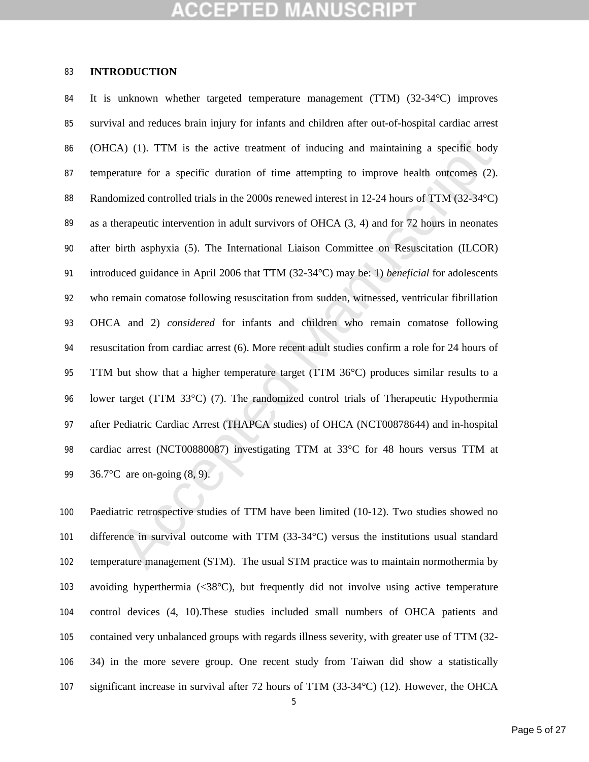## INTRODUCTION

It is unknown whether targeted temperature management (TTM) (32-34°C) improves survival and reduces brain injury for infants and children after out-of-hospital cardiac arrest (OHCA) (1). TTM is the active treatment of inducing and maintaining a specific body temperature for a specific duration of time attempting to improve health outcomes (2). Randomized controlled trials in the 2000s renewed interest in 12-24 hours of TTM (32-34°C) as a therapeutic intervention in adult survivors of OHCA (3, 4) and for 72 hours in neonates after birth asphyxia (5). The International Liaison Committee on Resuscitation (ILCOR) introduced guidance in April 2006 that TTM (32-34°C) may be: 1) *beneficial* for adolescents who remain comatose following resuscitation from sudden, witnessed, ventricular fibrillation OHCA and 2) *considered* for infants and children who remain comatose following resuscitation from cardiac arrest (6). More recent adult studies confirm a role for 24 hours of TTM but show that a higher temperature target (TTM 36°C) produces similar results to a lower target (TTM 33°C) (7). The randomized control trials of Therapeutic Hypothermia after Pediatric Cardiac Arrest (THAPCA studies) of OHCA (NCT00878644) and in-hospital cardiac arrest (NCT00880087) investigating TTM at 33°C for 48 hours versus TTM at 36.7°C are on-going (8, 9).

Paediatric retrospective studies of TTM have been limited (10-12). Two studies showed no difference in survival outcome with TTM (33-34°C) versus the institutions usual standard temperature management (STM). The usual STM practice was to maintain normothermia by avoiding hyperthermia (<38°C), but frequently did not involve using active temperature control devices (4, 10).These studies included small numbers of OHCA patients and contained very unbalanced groups with regards illness severity, with greater use of TTM (32-34) in the more severe group. One recent study from Taiwan did show a statistically significant increase in survival after 72 hours of TTM (33-34°C) (12). However, the OHCA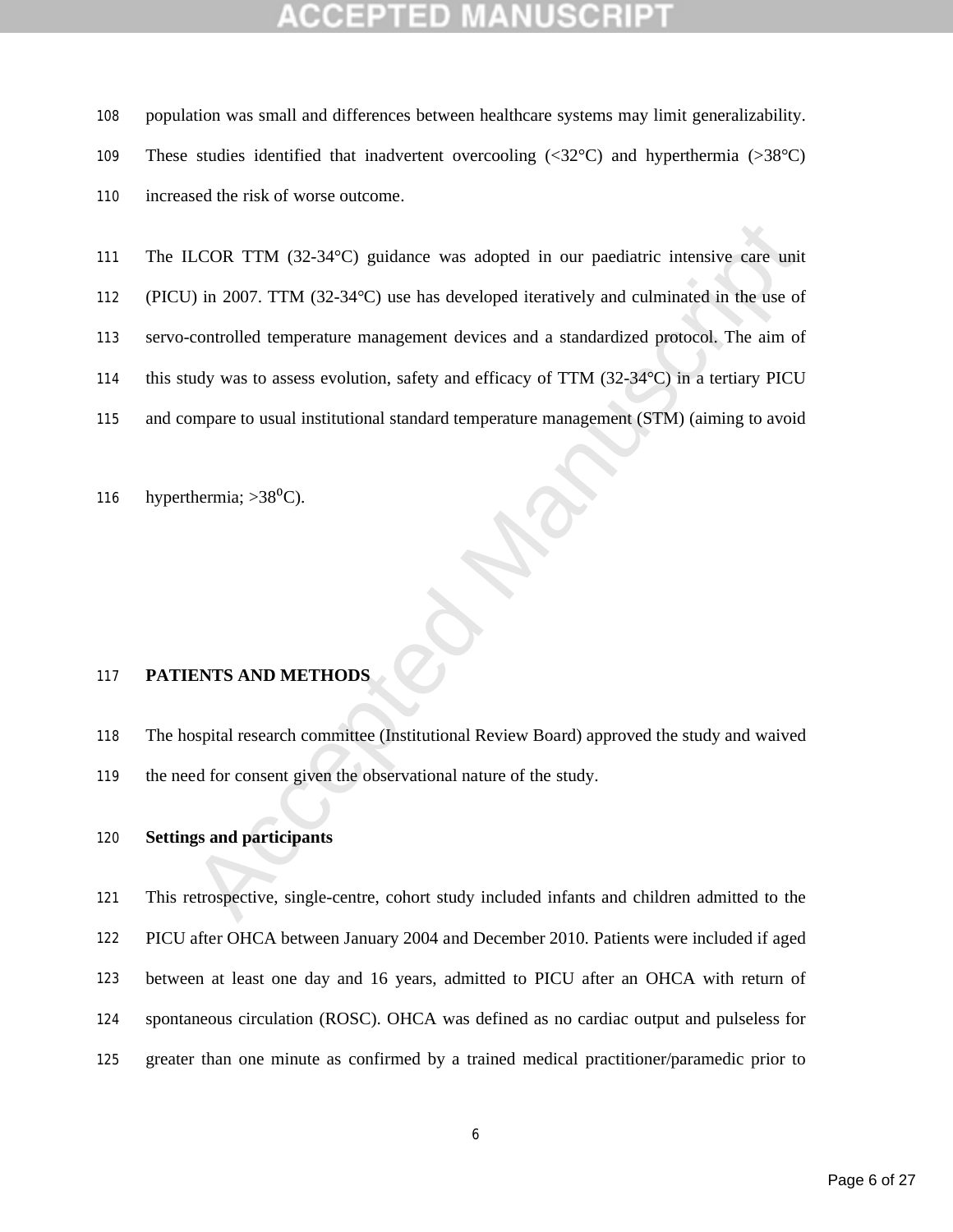population was small and differences between healthcare systems may limit generalizability. These studies identified that inadvertent overcooling (<32°C) and hyperthermia (>38°C) increased the risk of worse outcome.

The ILCOR TTM (32-34°C) guidance was adopted in our paediatric intensive care unit (PICU) in 2007. TTM (32-34°C) use has developed iteratively and culminated in the use of servo-controlled temperature management devices and a standardized protocol. The aim of this study was to assess evolution, safety and efficacy of TTM (32-34°C) in a tertiary PICU and compare to usual institutional standard temperature management (STM) (aiming to avoid hyperthermia; >38$^{0}$C).

## PATIENTS AND METHODS

The hospital research committee (Institutional Review Board) approved the study and waived the need for consent given the observational nature of the study.

### Settings and participants

This retrospective, single-centre, cohort study included infants and children admitted to the PICU after OHCA between January 2004 and December 2010. Patients were included if aged between at least one day and 16 years, admitted to PICU after an OHCA with return of spontaneous circulation (ROSC). OHCA was defined as no cardiac output and pulseless for greater than one minute as confirmed by a trained medical practitioner/paramedic prior to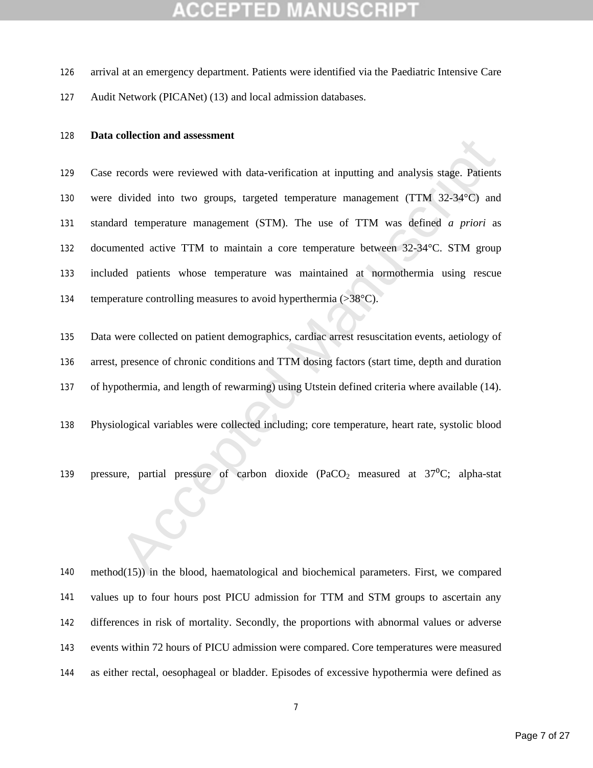arrival at an emergency department. Patients were identified via the Paediatric Intensive Care Audit Network (PICANet) (13) and local admission databases.

**Data collection and assessment**

Case records were reviewed with data-verification at inputting and analysis stage. Patients were divided into two groups, targeted temperature management (TTM 32-34°C) and standard temperature management (STM). The use of TTM was defined *a priori* as documented active TTM to maintain a core temperature between 32-34°C. STM group included patients whose temperature was maintained at normothermia using rescue temperature controlling measures to avoid hyperthermia (>38°C).

Data were collected on patient demographics, cardiac arrest resuscitation events, aetiology of arrest, presence of chronic conditions and TTM dosing factors (start time, depth and duration of hypothermia, and length of rewarming) using Utstein defined criteria where available (14).

Physiological variables were collected including; core temperature, heart rate, systolic blood pressure, partial pressure of carbon dioxide ($PaCO_2$ measured at $37^0C$; alpha-stat method(15)) in the blood, haematological and biochemical parameters. First, we compared values up to four hours post PICU admission for TTM and STM groups to ascertain any differences in risk of mortality. Secondly, the proportions with abnormal values or adverse events within 72 hours of PICU admission were compared. Core temperatures were measured as either rectal, oesophageal or bladder. Episodes of excessive hypothermia were defined as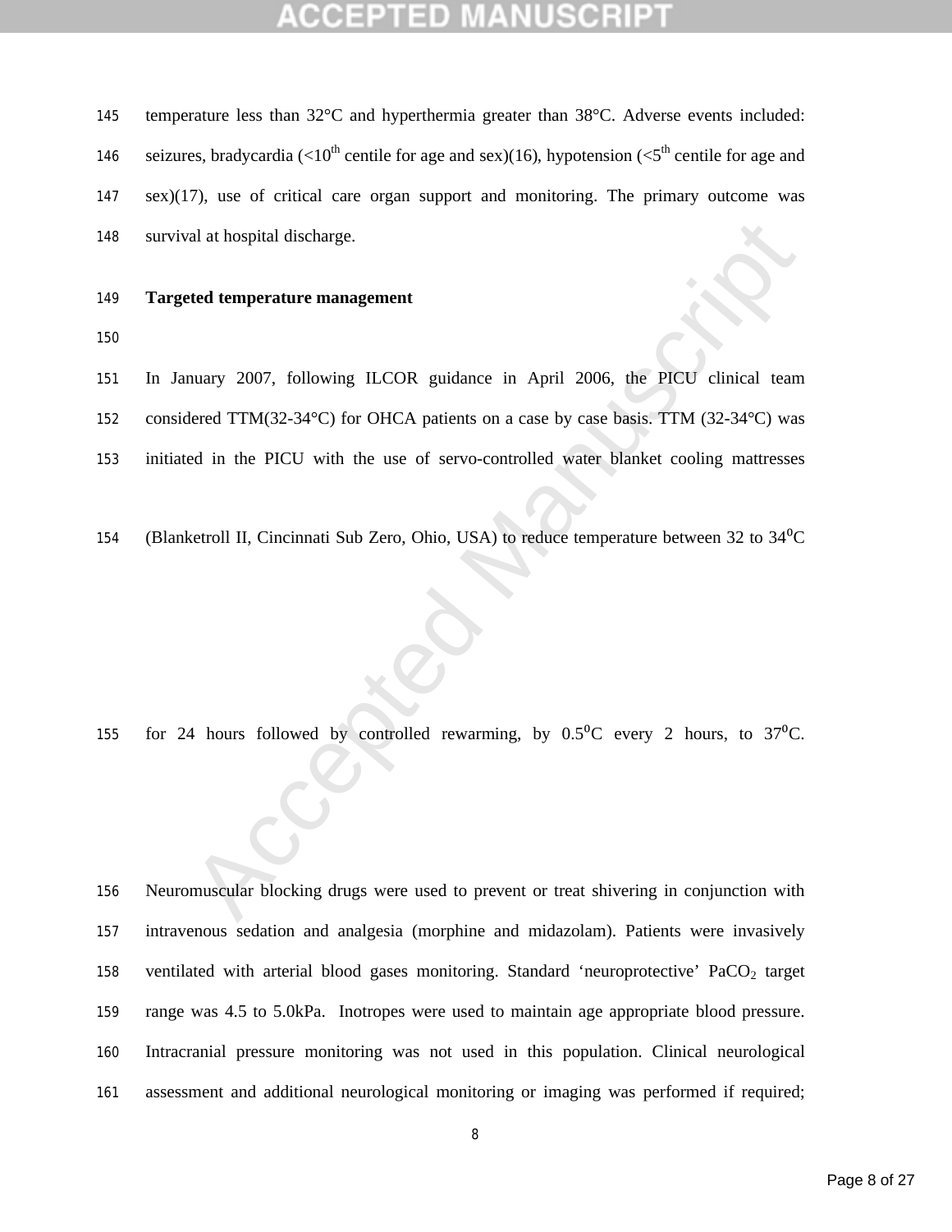temperature less than 32°C and hyperthermia greater than 38°C. Adverse events included: seizures, bradycardia (<10$^{th}$ centile for age and sex)(16), hypotension (<5$^{th}$ centile for age and sex)(17), use of critical care organ support and monitoring. The primary outcome was survival at hospital discharge.

**Targeted temperature management**

In January 2007, following ILCOR guidance in April 2006, the PICU clinical team considered TTM(32-34°C) for OHCA patients on a case by case basis. TTM (32-34°C) was initiated in the PICU with the use of servo-controlled water blanket cooling mattresses (Blanketroll II, Cincinnati Sub Zero, Ohio, USA) to reduce temperature between 32 to 34°C for 24 hours followed by controlled rewarming, by 0.5°C every 2 hours, to 37°C. Neuromuscular blocking drugs were used to prevent or treat shivering in conjunction with intravenous sedation and analgesia (morphine and midazolam). Patients were invasively ventilated with arterial blood gases monitoring. Standard 'neuroprotective' $PaCO_2$ target range was 4.5 to 5.0kPa. Inotropes were used to maintain age appropriate blood pressure. Intracranial pressure monitoring was not used in this population. Clinical neurological assessment and additional neurological monitoring or imaging was performed if required;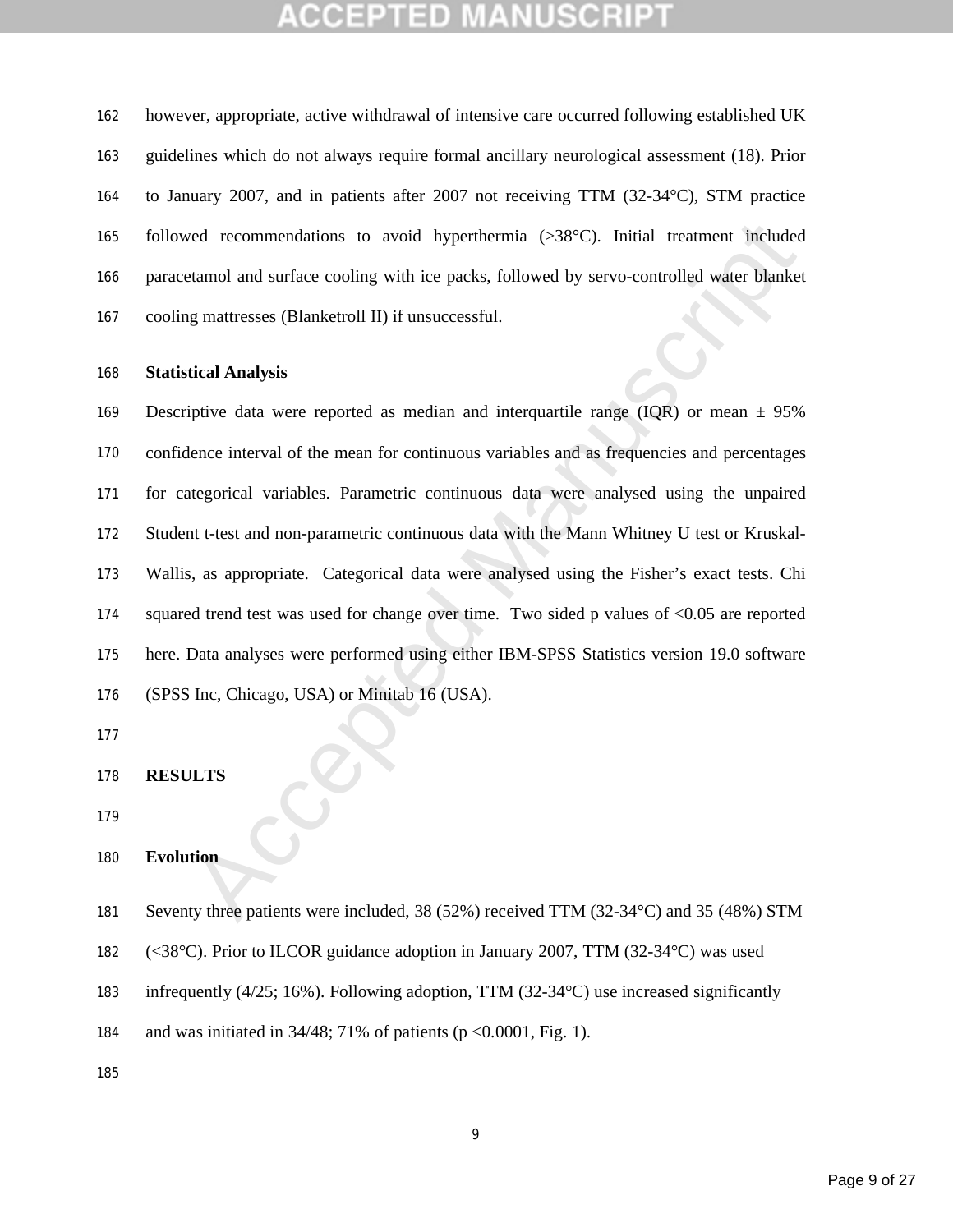however, appropriate, active withdrawal of intensive care occurred following established UK guidelines which do not always require formal ancillary neurological assessment (18). Prior to January 2007, and in patients after 2007 not receiving TTM (32-34°C), STM practice followed recommendations to avoid hyperthermia (>38°C). Initial treatment included paracetamol and surface cooling with ice packs, followed by servo-controlled water blanket cooling mattresses (Blanketroll II) if unsuccessful.

**Statistical Analysis**

Descriptive data were reported as median and interquartile range (IQR) or mean ± 95% confidence interval of the mean for continuous variables and as frequencies and percentages for categorical variables. Parametric continuous data were analysed using the unpaired Student t-test and non-parametric continuous data with the Mann Whitney U test or Kruskal-Wallis, as appropriate. Categorical data were analysed using the Fisher's exact tests. Chi squared trend test was used for change over time. Two sided p values of <0.05 are reported here. Data analyses were performed using either IBM-SPSS Statistics version 19.0 software (SPSS Inc, Chicago, USA) or Minitab 16 (USA).

## RESULTS

**Evolution**

Seventy three patients were included, 38 (52%) received TTM (32-34°C) and 35 (48%) STM (<38°C). Prior to ILCOR guidance adoption in January 2007, TTM (32-34°C) was used infrequently (4/25; 16%). Following adoption, TTM (32-34°C) use increased significantly and was initiated in 34/48; 71% of patients (p <0.0001, Fig. 1).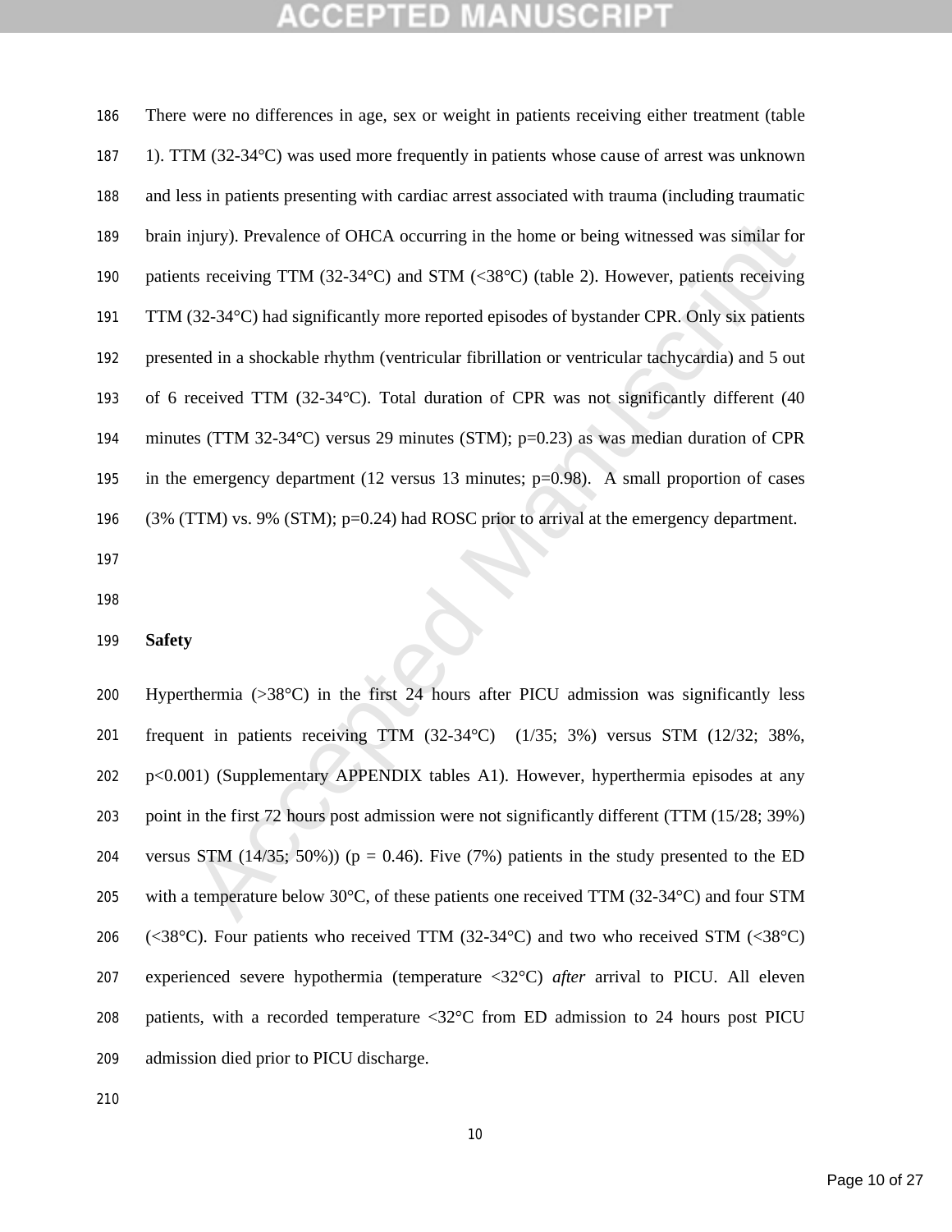There were no differences in age, sex or weight in patients receiving either treatment (table 1). TTM (32-34°C) was used more frequently in patients whose cause of arrest was unknown and less in patients presenting with cardiac arrest associated with trauma (including traumatic brain injury). Prevalence of OHCA occurring in the home or being witnessed was similar for patients receiving TTM (32-34°C) and STM (<38°C) (table 2). However, patients receiving TTM (32-34°C) had significantly more reported episodes of bystander CPR. Only six patients presented in a shockable rhythm (ventricular fibrillation or ventricular tachycardia) and 5 out of 6 received TTM (32-34°C). Total duration of CPR was not significantly different (40 minutes (TTM 32-34°C) versus 29 minutes (STM); p=0.23) as was median duration of CPR in the emergency department (12 versus 13 minutes; p=0.98). A small proportion of cases (3% (TTM) vs. 9% (STM); p=0.24) had ROSC prior to arrival at the emergency department.

**Safety**

Hyperthermia (>38°C) in the first 24 hours after PICU admission was significantly less frequent in patients receiving TTM (32-34°C) (1/35; 3%) versus STM (12/32; 38%, p<0.001) (Supplementary APPENDIX tables A1). However, hyperthermia episodes at any point in the first 72 hours post admission were not significantly different (TTM (15/28; 39%) versus STM (14/35; 50%)) (p = 0.46). Five (7%) patients in the study presented to the ED with a temperature below 30°C, of these patients one received TTM (32-34°C) and four STM (<38°C). Four patients who received TTM (32-34°C) and two who received STM (<38°C) experienced severe hypothermia (temperature <32°C) *after* arrival to PICU. All eleven patients, with a recorded temperature <32°C from ED admission to 24 hours post PICU admission died prior to PICU discharge.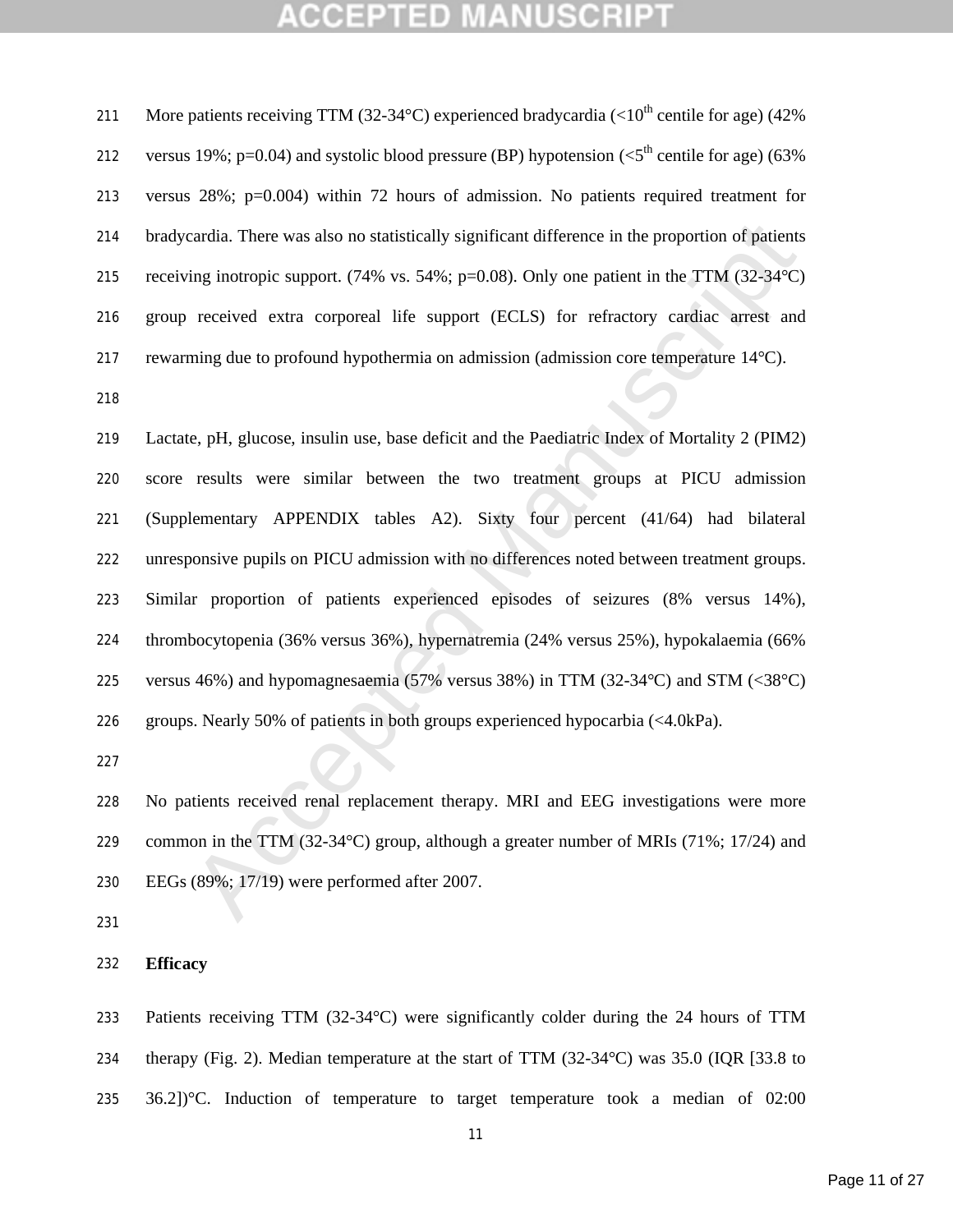More patients receiving TTM (32-34°C) experienced bradycardia (<10th centile for age) (42% versus 19%; p=0.04) and systolic blood pressure (BP) hypotension (<5th centile for age) (63% versus 28%; p=0.004) within 72 hours of admission. No patients required treatment for bradycardia. There was also no statistically significant difference in the proportion of patients receiving inotropic support. (74% vs. 54%; p=0.08). Only one patient in the TTM (32-34°C) group received extra corporeal life support (ECLS) for refractory cardiac arrest and rewarming due to profound hypothermia on admission (admission core temperature 14°C).

Lactate, pH, glucose, insulin use, base deficit and the Paediatric Index of Mortality 2 (PIM2) score results were similar between the two treatment groups at PICU admission (Supplementary APPENDIX tables A2). Sixty four percent (41/64) had bilateral unresponsive pupils on PICU admission with no differences noted between treatment groups. Similar proportion of patients experienced episodes of seizures (8% versus 14%), thrombocytopenia (36% versus 36%), hypernatremia (24% versus 25%), hypokalaemia (66% versus 46%) and hypomagnesaemia (57% versus 38%) in TTM (32-34°C) and STM (<38°C) groups. Nearly 50% of patients in both groups experienced hypocarbia (<4.0kPa).

No patients received renal replacement therapy. MRI and EEG investigations were more common in the TTM (32-34°C) group, although a greater number of MRIs (71%; 17/24) and EEGs (89%; 17/19) were performed after 2007.

**Efficacy**

Patients receiving TTM (32-34°C) were significantly colder during the 24 hours of TTM therapy (Fig. 2). Median temperature at the start of TTM (32-34°C) was 35.0 (IQR [33.8 to 36.2])°C. Induction of temperature to target temperature took a median of 02:00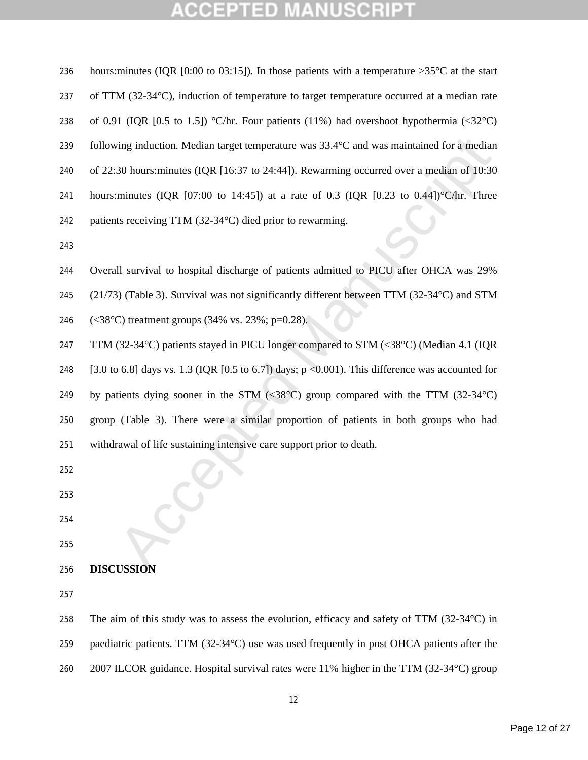hours:minutes (IQR [0:00 to 03:15]). In those patients with a temperature >35°C at the start of TTM (32-34°C), induction of temperature to target temperature occurred at a median rate of 0.91 (IQR [0.5 to 1.5]) °C/hr. Four patients (11%) had overshoot hypothermia (<32°C) following induction. Median target temperature was 33.4°C and was maintained for a median of 22:30 hours:minutes (IQR [16:37 to 24:44]). Rewarming occurred over a median of 10:30 hours:minutes (IQR [07:00 to 14:45]) at a rate of 0.3 (IQR [0.23 to 0.44])°C/hr. Three patients receiving TTM (32-34°C) died prior to rewarming.

Overall survival to hospital discharge of patients admitted to PICU after OHCA was 29% (21/73) (Table 3). Survival was not significantly different between TTM (32-34°C) and STM (<38°C) treatment groups (34% vs. 23%; p=0.28).

TTM (32-34°C) patients stayed in PICU longer compared to STM (<38°C) (Median 4.1 (IQR [3.0 to 6.8] days vs. 1.3 (IQR [0.5 to 6.7]) days; p <0.001). This difference was accounted for by patients dying sooner in the STM (<38°C) group compared with the TTM (32-34°C) group (Table 3). There were a similar proportion of patients in both groups who had withdrawal of life sustaining intensive care support prior to death.

## DISCUSSION

The aim of this study was to assess the evolution, efficacy and safety of TTM (32-34°C) in paediatric patients. TTM (32-34°C) use was used frequently in post OHCA patients after the 2007 ILCOR guidance. Hospital survival rates were 11% higher in the TTM (32-34°C) group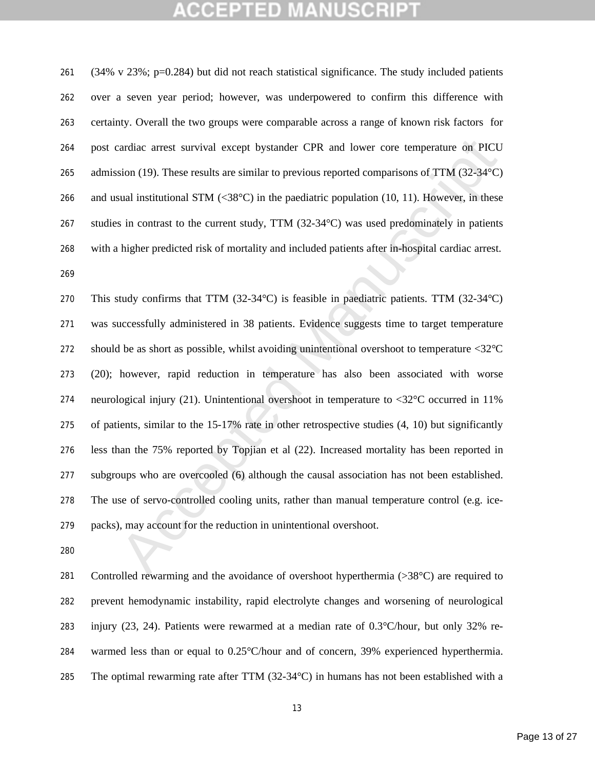(34% v 23%; p=0.284) but did not reach statistical significance. The study included patients over a seven year period; however, was underpowered to confirm this difference with certainty. Overall the two groups were comparable across a range of known risk factors for post cardiac arrest survival except bystander CPR and lower core temperature on PICU admission (19). These results are similar to previous reported comparisons of TTM (32-34°C) and usual institutional STM (<38°C) in the paediatric population (10, 11). However, in these studies in contrast to the current study, TTM (32-34°C) was used predominately in patients with a higher predicted risk of mortality and included patients after in-hospital cardiac arrest.

This study confirms that TTM (32-34°C) is feasible in paediatric patients. TTM (32-34°C) was successfully administered in 38 patients. Evidence suggests time to target temperature should be as short as possible, whilst avoiding unintentional overshoot to temperature <32°C (20); however, rapid reduction in temperature has also been associated with worse neurological injury (21). Unintentional overshoot in temperature to <32°C occurred in 11% of patients, similar to the 15-17% rate in other retrospective studies (4, 10) but significantly less than the 75% reported by Topjian et al (22). Increased mortality has been reported in subgroups who are overcooled (6) although the causal association has not been established. The use of servo-controlled cooling units, rather than manual temperature control (e.g. ice-packs), may account for the reduction in unintentional overshoot.

Controlled rewarming and the avoidance of overshoot hyperthermia (>38°C) are required to prevent hemodynamic instability, rapid electrolyte changes and worsening of neurological injury (23, 24). Patients were rewarmed at a median rate of 0.3°C/hour, but only 32% re-warmed less than or equal to 0.25°C/hour and of concern, 39% experienced hyperthermia. The optimal rewarming rate after TTM (32-34°C) in humans has not been established with a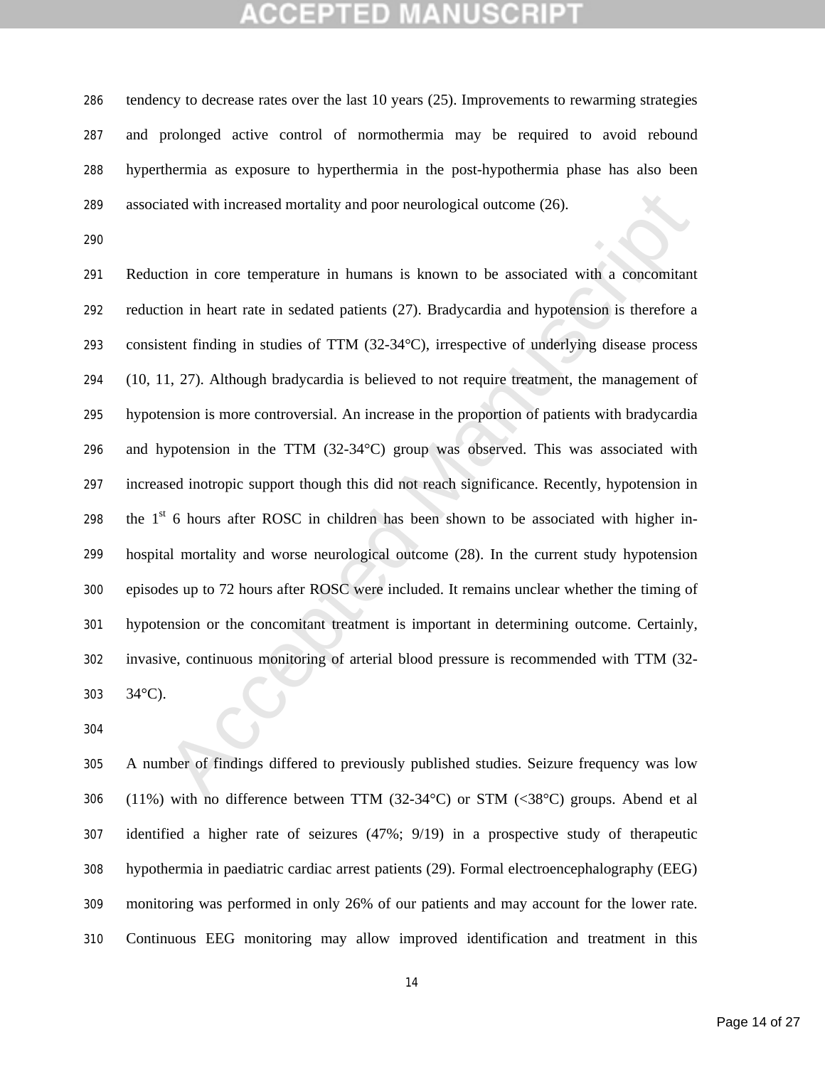tendency to decrease rates over the last 10 years (25). Improvements to rewarming strategies and prolonged active control of normothermia may be required to avoid rebound hyperthermia as exposure to hyperthermia in the post-hypothermia phase has also been associated with increased mortality and poor neurological outcome (26).

Reduction in core temperature in humans is known to be associated with a concomitant reduction in heart rate in sedated patients (27). Bradycardia and hypotension is therefore a consistent finding in studies of TTM (32-34°C), irrespective of underlying disease process (10, 11, 27). Although bradycardia is believed to not require treatment, the management of hypotension is more controversial. An increase in the proportion of patients with bradycardia and hypotension in the TTM (32-34°C) group was observed. This was associated with increased inotropic support though this did not reach significance. Recently, hypotension in the 1st 6 hours after ROSC in children has been shown to be associated with higher in-hospital mortality and worse neurological outcome (28). In the current study hypotension episodes up to 72 hours after ROSC were included. It remains unclear whether the timing of hypotension or the concomitant treatment is important in determining outcome. Certainly, invasive, continuous monitoring of arterial blood pressure is recommended with TTM (32-34°C).

A number of findings differed to previously published studies. Seizure frequency was low (11%) with no difference between TTM (32-34°C) or STM (<38°C) groups. Abend et al identified a higher rate of seizures (47%; 9/19) in a prospective study of therapeutic hypothermia in paediatric cardiac arrest patients (29). Formal electroencephalography (EEG) monitoring was performed in only 26% of our patients and may account for the lower rate. Continuous EEG monitoring may allow improved identification and treatment in this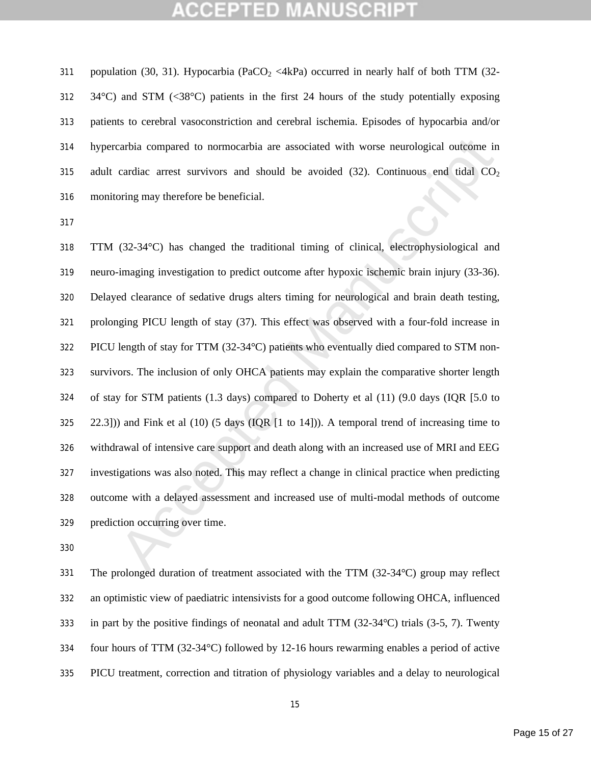population (30, 31). Hypocarbia ($PaCO_2$ <4kPa) occurred in nearly half of both TTM (32-34°C) and STM (<38°C) patients in the first 24 hours of the study potentially exposing patients to cerebral vasoconstriction and cerebral ischemia. Episodes of hypocarbia and/or hypercarbia compared to normocarbia are associated with worse neurological outcome in adult cardiac arrest survivors and should be avoided (32). Continuous end tidal $CO_2$ monitoring may therefore be beneficial.

TTM (32-34°C) has changed the traditional timing of clinical, electrophysiological and neuro-imaging investigation to predict outcome after hypoxic ischemic brain injury (33-36). Delayed clearance of sedative drugs alters timing for neurological and brain death testing, prolonging PICU length of stay (37). This effect was observed with a four-fold increase in PICU length of stay for TTM (32-34°C) patients who eventually died compared to STM non-survivors. The inclusion of only OHCA patients may explain the comparative shorter length of stay for STM patients (1.3 days) compared to Doherty et al (11) (9.0 days (IQR [5.0 to 22.3])) and Fink et al (10) (5 days (IQR [1 to 14])). A temporal trend of increasing time to withdrawal of intensive care support and death along with an increased use of MRI and EEG investigations was also noted. This may reflect a change in clinical practice when predicting outcome with a delayed assessment and increased use of multi-modal methods of outcome prediction occurring over time.

The prolonged duration of treatment associated with the TTM (32-34°C) group may reflect an optimistic view of paediatric intensivists for a good outcome following OHCA, influenced in part by the positive findings of neonatal and adult TTM (32-34°C) trials (3-5, 7). Twenty four hours of TTM (32-34°C) followed by 12-16 hours rewarming enables a period of active PICU treatment, correction and titration of physiology variables and a delay to neurological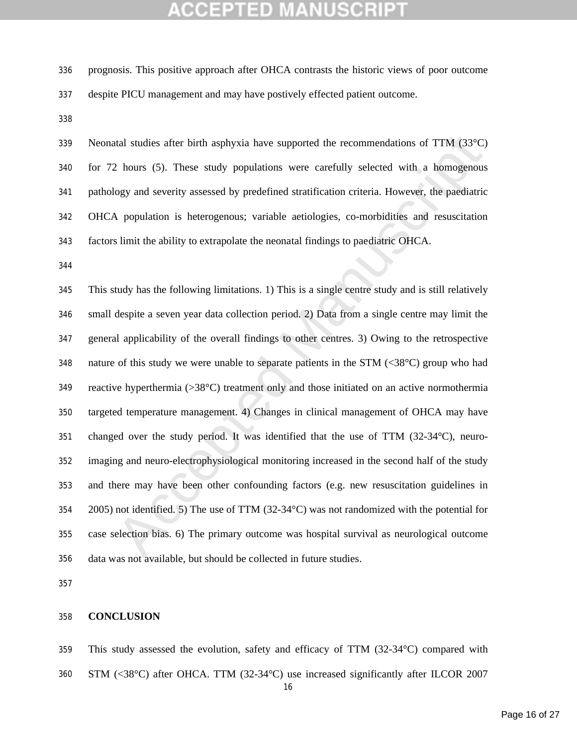prognosis. This positive approach after OHCA contrasts the historic views of poor outcome despite PICU management and may have postively effected patient outcome.

Neonatal studies after birth asphyxia have supported the recommendations of TTM (33°C) for 72 hours (5). These study populations were carefully selected with a homogenous pathology and severity assessed by predefined stratification criteria. However, the paediatric OHCA population is heterogenous; variable aetiologies, co-morbidities and resuscitation factors limit the ability to extrapolate the neonatal findings to paediatric OHCA.

This study has the following limitations. 1) This is a single centre study and is still relatively small despite a seven year data collection period. 2) Data from a single centre may limit the general applicability of the overall findings to other centres. 3) Owing to the retrospective nature of this study we were unable to separate patients in the STM (<38°C) group who had reactive hyperthermia (>38°C) treatment only and those initiated on an active normothermia targeted temperature management. 4) Changes in clinical management of OHCA may have changed over the study period. It was identified that the use of TTM (32-34°C), neuro-imaging and neuro-electrophysiological monitoring increased in the second half of the study and there may have been other confounding factors (e.g. new resuscitation guidelines in 2005) not identified. 5) The use of TTM (32-34°C) was not randomized with the potential for case selection bias. 6) The primary outcome was hospital survival as neurological outcome data was not available, but should be collected in future studies.

## CONCLUSION

This study assessed the evolution, safety and efficacy of TTM (32-34°C) compared with STM (<38°C) after OHCA. TTM (32-34°C) use increased significantly after ILCOR 2007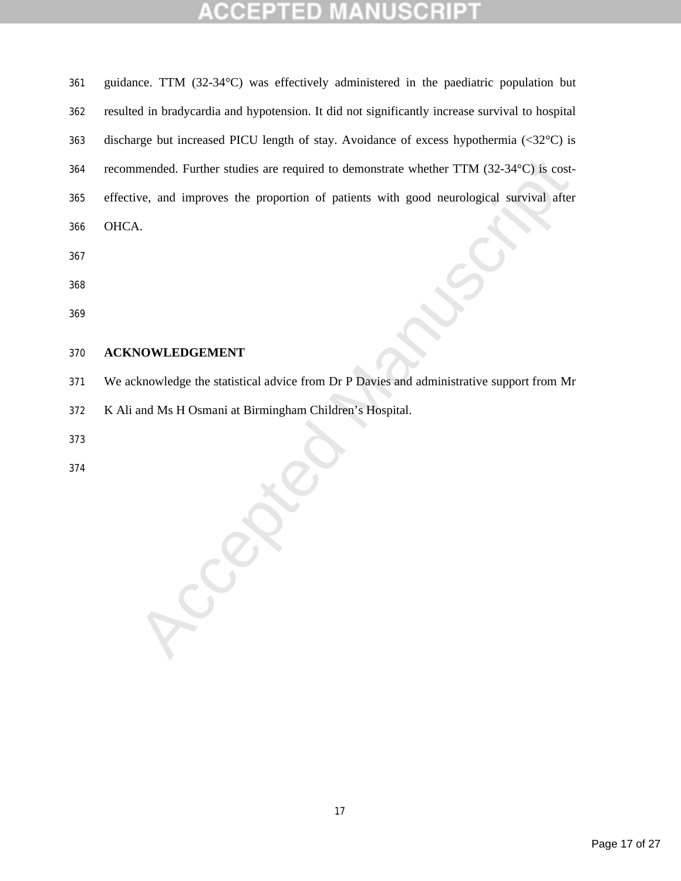guidance. TTM (32-34°C) was effectively administered in the paediatric population but resulted in bradycardia and hypotension. It did not significantly increase survival to hospital discharge but increased PICU length of stay. Avoidance of excess hypothermia (<32°C) is recommended. Further studies are required to demonstrate whether TTM (32-34°C) is cost-effective, and improves the proportion of patients with good neurological survival after OHCA.

## ACKNOWLEDGEMENT

We acknowledge the statistical advice from Dr P Davies and administrative support from Mr K Ali and Ms H Osmani at Birmingham Children's Hospital.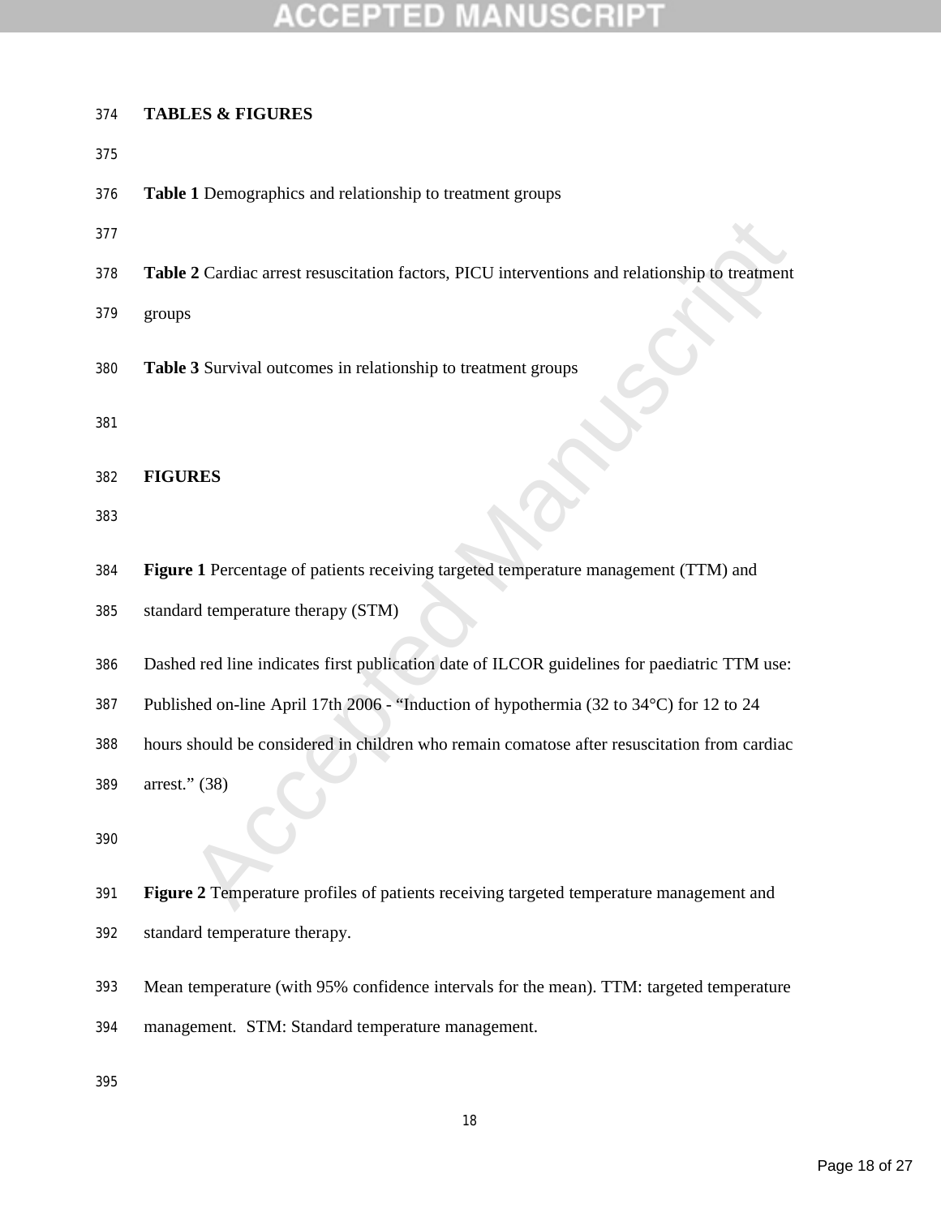## TABLES & FIGURES

**Table 1** Demographics and relationship to treatment groups

**Table 2** Cardiac arrest resuscitation factors, PICU interventions and relationship to treatment groups

**Table 3** Survival outcomes in relationship to treatment groups

## FIGURES

**Figure 1** Percentage of patients receiving targeted temperature management (TTM) and standard temperature therapy (STM)

Dashed red line indicates first publication date of ILCOR guidelines for paediatric TTM use: Published on-line April 17th 2006 - "Induction of hypothermia (32 to 34°C) for 12 to 24 hours should be considered in children who remain comatose after resuscitation from cardiac arrest." (38)

**Figure 2** Temperature profiles of patients receiving targeted temperature management and standard temperature therapy.

Mean temperature (with 95% confidence intervals for the mean). TTM: targeted temperature management. STM: Standard temperature management.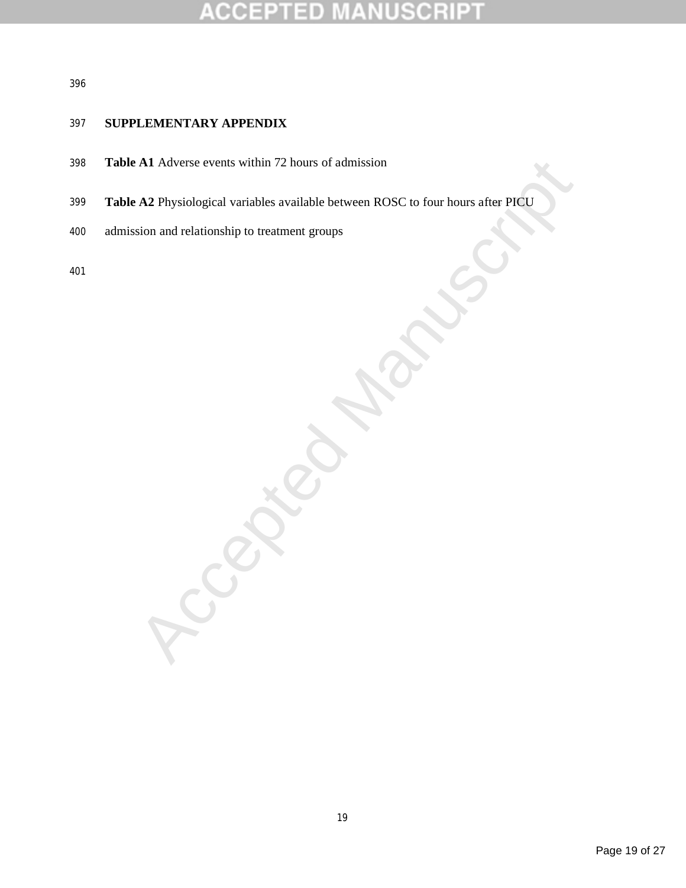**SUPPLEMENTARY APPENDIX**

**Table A1** Adverse events within 72 hours of admission

**Table A2** Physiological variables available between ROSC to four hours after PICU admission and relationship to treatment groups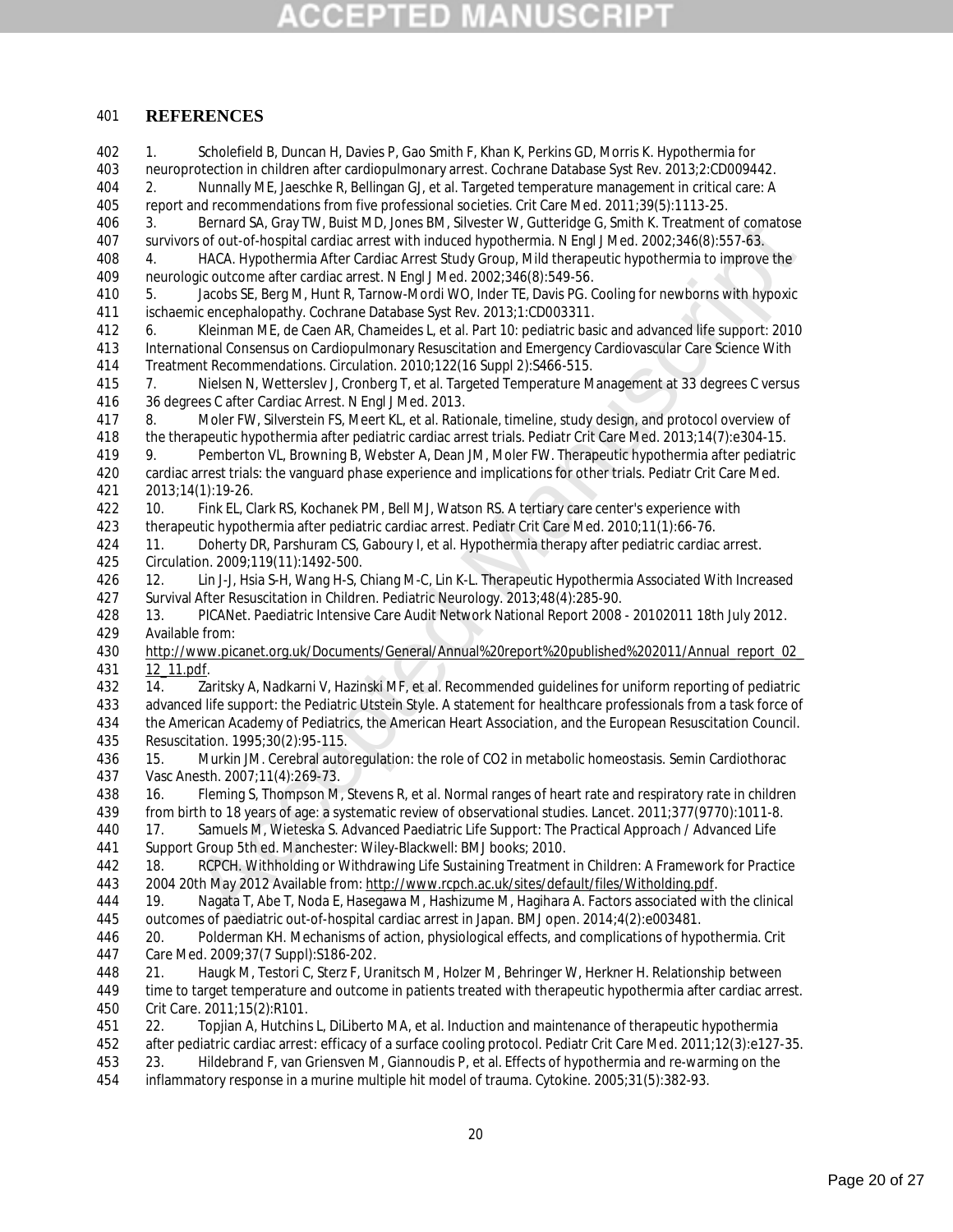# REFERENCES

1. Scholefield B, Duncan H, Davies P, Gao Smith F, Khan K, Perkins GD, Morris K. Hypothermia for neuroprotection in children after cardiopulmonary arrest. Cochrane Database Syst Rev. 2013;2:CD009442.
2. Nunnally ME, Jaeschke R, Bellingan GJ, et al. Targeted temperature management in critical care: A report and recommendations from five professional societies. Crit Care Med. 2011;39(5):1113-25.
3. Bernard SA, Gray TW, Buist MD, Jones BM, Silvester W, Gutteridge G, Smith K. Treatment of comatose survivors of out-of-hospital cardiac arrest with induced hypothermia. N Engl J Med. 2002;346(8):557-63.
4. HACA. Hypothermia After Cardiac Arrest Study Group, Mild therapeutic hypothermia to improve the neurologic outcome after cardiac arrest. N Engl J Med. 2002;346(8):549-56.
5. Jacobs SE, Berg M, Hunt R, Tarnow-Mordi WO, Inder TE, Davis PG. Cooling for newborns with hypoxic ischaemic encephalopathy. Cochrane Database Syst Rev. 2013;1:CD003311.
6. Kleinman ME, de Caen AR, Chameides L, et al. Part 10: pediatric basic and advanced life support: 2010 International Consensus on Cardiopulmonary Resuscitation and Emergency Cardiovascular Care Science With Treatment Recommendations. Circulation. 2010;122(16 Suppl 2):S466-515.
7. Nielsen N, Wetterslev J, Cronberg T, et al. Targeted Temperature Management at 33 degrees C versus 36 degrees C after Cardiac Arrest. N Engl J Med. 2013.
8. Moler FW, Silverstein FS, Meert KL, et al. Rationale, timeline, study design, and protocol overview of the therapeutic hypothermia after pediatric cardiac arrest trials. Pediatr Crit Care Med. 2013;14(7):e304-15.
9. Pemberton VL, Browning B, Webster A, Dean JM, Moler FW. Therapeutic hypothermia after pediatric cardiac arrest trials: the vanguard phase experience and implications for other trials. Pediatr Crit Care Med. 2013;14(1):19-26.
10. Fink EL, Clark RS, Kochanek PM, Bell MJ, Watson RS. A tertiary care center's experience with therapeutic hypothermia after pediatric cardiac arrest. Pediatr Crit Care Med. 2010;11(1):66-76.
11. Doherty DR, Parshuram CS, Gaboury I, et al. Hypothermia therapy after pediatric cardiac arrest. Circulation. 2009;119(11):1492-500.
12. Lin J-J, Hsia S-H, Wang H-S, Chiang M-C, Lin K-L. Therapeutic Hypothermia Associated With Increased Survival After Resuscitation in Children. Pediatric Neurology. 2013;48(4):285-90.
13. PICANet. Paediatric Intensive Care Audit Network National Report 2008 - 20102011 18th July 2012. Available from: http://www.picanet.org.uk/Documents/General/Annual%20report%20published%202011/Annual_report_02_12_11.pdf.
14. Zaritsky A, Nadkarni V, Hazinski MF, et al. Recommended guidelines for uniform reporting of pediatric advanced life support: the Pediatric Utstein Style. A statement for healthcare professionals from a task force of the American Academy of Pediatrics, the American Heart Association, and the European Resuscitation Council. Resuscitation. 1995;30(2):95-115.
15. Murkin JM. Cerebral autoregulation: the role of CO2 in metabolic homeostasis. Semin Cardiothorac Vasc Anesth. 2007;11(4):269-73.
16. Fleming S, Thompson M, Stevens R, et al. Normal ranges of heart rate and respiratory rate in children from birth to 18 years of age: a systematic review of observational studies. Lancet. 2011;377(9770):1011-8.
17. Samuels M, Wieteska S. Advanced Paediatric Life Support: The Practical Approach / Advanced Life Support Group 5th ed. Manchester: Wiley-Blackwell: BMJ books; 2010.
18. RCPCH. Withholding or Withdrawing Life Sustaining Treatment in Children: A Framework for Practice 2004 20th May 2012 Available from: http://www.rcpch.ac.uk/sites/default/files/Witholding.pdf.
19. Nagata T, Abe T, Noda E, Hasegawa M, Hashizume M, Hagihara A. Factors associated with the clinical outcomes of paediatric out-of-hospital cardiac arrest in Japan. BMJ open. 2014;4(2):e003481.
20. Polderman KH. Mechanisms of action, physiological effects, and complications of hypothermia. Crit Care Med. 2009;37(7 Suppl):S186-202.
21. Haugk M, Testori C, Sterz F, Uranitsch M, Holzer M, Behringer W, Herkner H. Relationship between time to target temperature and outcome in patients treated with therapeutic hypothermia after cardiac arrest. Crit Care. 2011;15(2):R101.
22. Topjian A, Hutchins L, DiLiberto MA, et al. Induction and maintenance of therapeutic hypothermia after pediatric cardiac arrest: efficacy of a surface cooling protocol. Pediatr Crit Care Med. 2011;12(3):e127-35.
23. Hildebrand F, van Griensven M, Giannoudis P, et al. Effects of hypothermia and re-warming on the inflammatory response in a murine multiple hit model of trauma. Cytokine. 2005;31(5):382-93.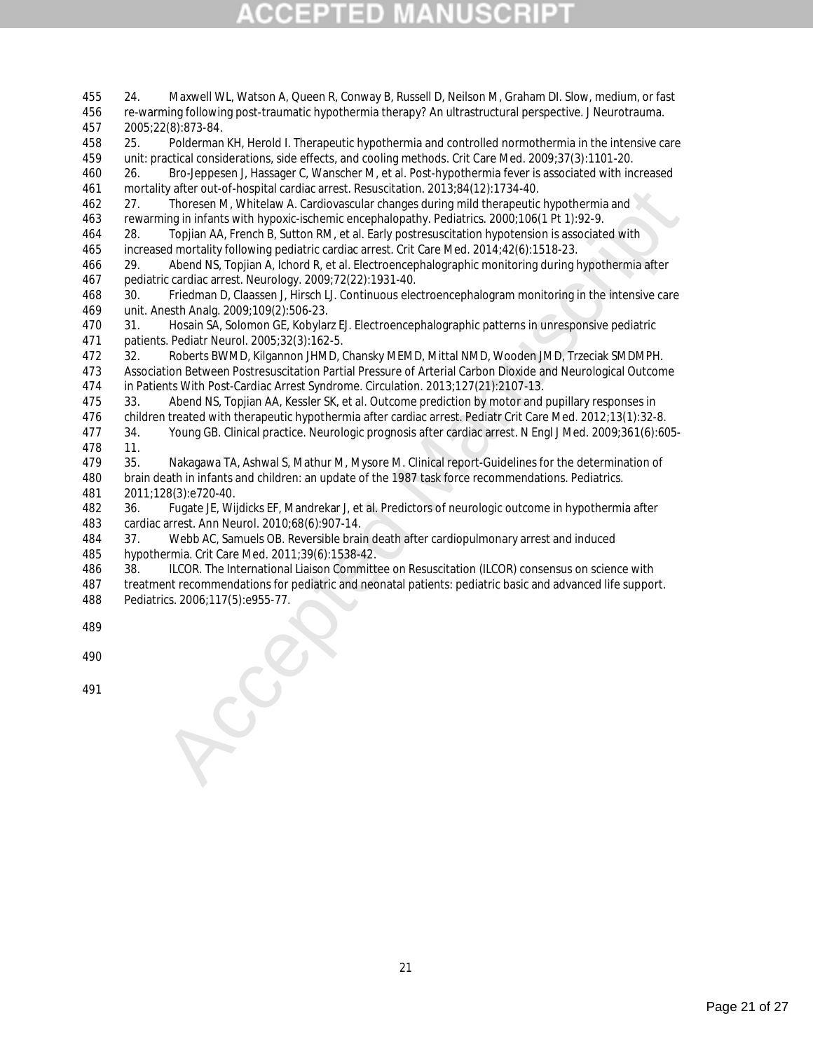24. Maxwell WL, Watson A, Queen R, Conway B, Russell D, Neilson M, Graham DI. Slow, medium, or fast re-warming following post-traumatic hypothermia therapy? An ultrastructural perspective. J Neurotrauma. 2005;22(8):873-84.

25. Polderman KH, Herold I. Therapeutic hypothermia and controlled normothermia in the intensive care unit: practical considerations, side effects, and cooling methods. Crit Care Med. 2009;37(3):1101-20.

26. Bro-Jeppesen J, Hassager C, Wanscher M, et al. Post-hypothermia fever is associated with increased mortality after out-of-hospital cardiac arrest. Resuscitation. 2013;84(12):1734-40.

27. Thoresen M, Whitelaw A. Cardiovascular changes during mild therapeutic hypothermia and rewarming in infants with hypoxic-ischemic encephalopathy. Pediatrics. 2000;106(1 Pt 1):92-9.

28. Topjian AA, French B, Sutton RM, et al. Early postresuscitation hypotension is associated with increased mortality following pediatric cardiac arrest. Crit Care Med. 2014;42(6):1518-23.

29. Abend NS, Topjian A, Ichord R, et al. Electroencephalographic monitoring during hypothermia after pediatric cardiac arrest. Neurology. 2009;72(22):1931-40.

30. Friedman D, Claassen J, Hirsch LJ. Continuous electroencephalogram monitoring in the intensive care unit. Anesth Analg. 2009;109(2):506-23.

31. Hosain SA, Solomon GE, Kobylarz EJ. Electroencephalographic patterns in unresponsive pediatric patients. Pediatr Neurol. 2005;32(3):162-5.

32. Roberts BWMD, Kilgannon JHMD, Chansky MEMD, Mittal NMD, Wooden JMD, Trzeciak SMDMPH. Association Between Postresuscitation Partial Pressure of Arterial Carbon Dioxide and Neurological Outcome in Patients With Post-Cardiac Arrest Syndrome. Circulation. 2013;127(21):2107-13.

33. Abend NS, Topjian AA, Kessler SK, et al. Outcome prediction by motor and pupillary responses in children treated with therapeutic hypothermia after cardiac arrest. Pediatr Crit Care Med. 2012;13(1):32-8.

34. Young GB. Clinical practice. Neurologic prognosis after cardiac arrest. N Engl J Med. 2009;361(6):605-11.

35. Nakagawa TA, Ashwal S, Mathur M, Mysore M. Clinical report-Guidelines for the determination of brain death in infants and children: an update of the 1987 task force recommendations. Pediatrics. 2011;128(3):e720-40.

36. Fugate JE, Wijdicks EF, Mandrekar J, et al. Predictors of neurologic outcome in hypothermia after cardiac arrest. Ann Neurol. 2010;68(6):907-14.

37. Webb AC, Samuels OB. Reversible brain death after cardiopulmonary arrest and induced hypothermia. Crit Care Med. 2011;39(6):1538-42.

38. ILCOR. The International Liaison Committee on Resuscitation (ILCOR) consensus on science with treatment recommendations for pediatric and neonatal patients: pediatric basic and advanced life support. Pediatrics. 2006;117(5):e955-77.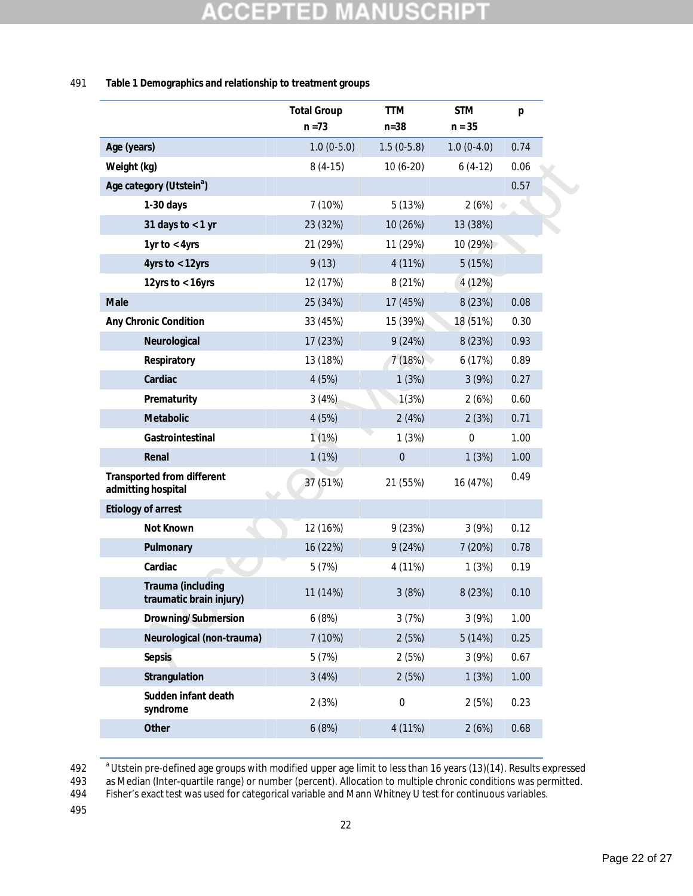**Table 1 Demographics and relationship to treatment groups**

| | Total Group n =73 | TTM n=38 | STM n = 35 | p |
|---|---|---|---|---|
| **Age (years)** | 1.0 (0-5.0) | 1.5 (0-5.8) | 1.0 (0-4.0) | 0.74 |
| **Weight (kg)** | 8 (4-15) | 10 (6-20) | 6 (4-12) | 0.06 |
| **Age category (Utstein[a])** | | | | 0.57 |
| **1-30 days** | 7 (10%) | 5 (13%) | 2 (6%) | |
| **31 days to < 1 yr** | 23 (32%) | 10 (26%) | 13 (38%) | |
| **1yr to < 4yrs** | 21 (29%) | 11 (29%) | 10 (29%) | |
| **4yrs to < 12yrs** | 9 (13) | 4 (11%) | 5 (15%) | |
| **12yrs to < 16yrs** | 12 (17%) | 8 (21%) | 4 (12%) | |
| **Male** | 25 (34%) | 17 (45%) | 8 (23%) | 0.08 |
| **Any Chronic Condition** | 33 (45%) | 15 (39%) | 18 (51%) | 0.30 |
| **Neurological** | 17 (23%) | 9 (24%) | 8 (23%) | 0.93 |
| **Respiratory** | 13 (18%) | 7 (18%) | 6 (17%) | 0.89 |
| **Cardiac** | 4 (5%) | 1 (3%) | 3 (9%) | 0.27 |
| **Prematurity** | 3 (4%) | 1(3%) | 2 (6%) | 0.60 |
| **Metabolic** | 4 (5%) | 2 (4%) | 2 (3%) | 0.71 |
| **Gastrointestinal** | 1 (1%) | 1 (3%) | 0 | 1.00 |
| **Renal** | 1 (1%) | 0 | 1 (3%) | 1.00 |
| **Transported from different admitting hospital** | 37 (51%) | 21 (55%) | 16 (47%) | 0.49 |
| **Etiology of arrest** | | | | |
| **Not Known** | 12 (16%) | 9 (23%) | 3 (9%) | 0.12 |
| **Pulmonary** | 16 (22%) | 9 (24%) | 7 (20%) | 0.78 |
| **Cardiac** | 5 (7%) | 4 (11%) | 1 (3%) | 0.19 |
| **Trauma (including traumatic brain injury)** | 11 (14%) | 3 (8%) | 8 (23%) | 0.10 |
| **Drowning/Submersion** | 6 (8%) | 3 (7%) | 3 (9%) | 1.00 |
| **Neurological (non-trauma)** | 7 (10%) | 2 (5%) | 5 (14%) | 0.25 |
| **Sepsis** | 5 (7%) | 2 (5%) | 3 (9%) | 0.67 |
| **Strangulation** | 3 (4%) | 2 (5%) | 1 (3%) | 1.00 |
| **Sudden infant death syndrome** | 2 (3%) | 0 | 2 (5%) | 0.23 |
| **Other** | 6 (8%) | 4 (11%) | 2 (6%) | 0.68 |

[a] Utstein pre-defined age groups with modified upper age limit to less than 16 years (13)(14). Results expressed as Median (Inter-quartile range) or number (percent). Allocation to multiple chronic conditions was permitted. Fisher's exact test was used for categorical variable and Mann Whitney U test for continuous variables.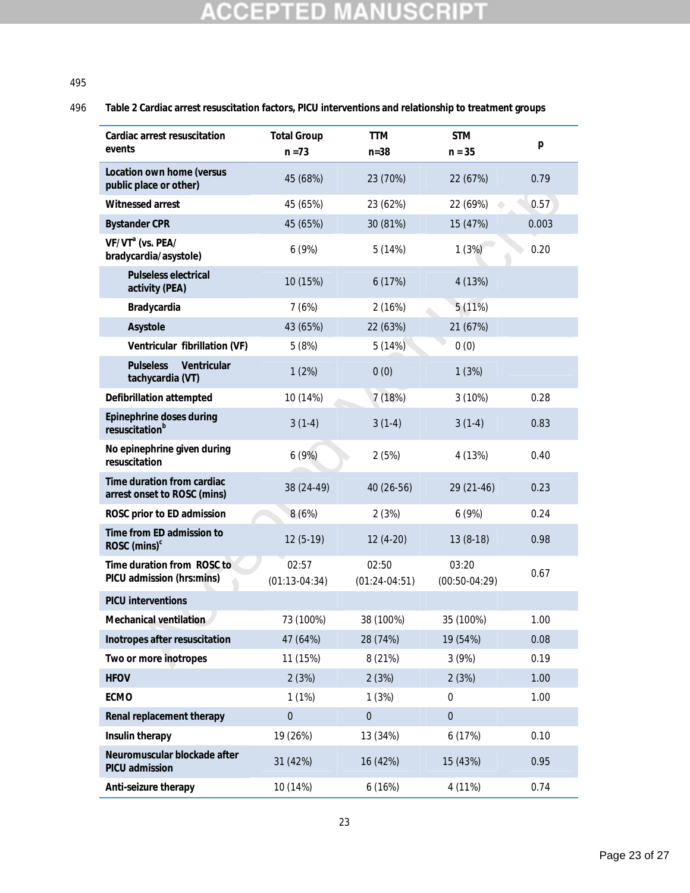**Table 2 Cardiac arrest resuscitation factors, PICU interventions and relationship to treatment groups**

| Cardiac arrest resuscitation events | Total Group n =73 | TTM n=38 | STM n = 35 | p |
|---|---|---|---|---|
| Location own home (versus public place or other) | 45 (68%) | 23 (70%) | 22 (67%) | 0.79 |
| Witnessed arrest | 45 (65%) | 23 (62%) | 22 (69%) | 0.57 |
| Bystander CPR | 45 (65%) | 30 (81%) | 15 (47%) | 0.003 |
| VF/VT[a] (vs. PEA/ bradycardia/asystole) | 6 (9%) | 5 (14%) | 1 (3%) | 0.20 |
| Pulseless electrical activity (PEA) | 10 (15%) | 6 (17%) | 4 (13%) | |
| Bradycardia | 7 (6%) | 2 (16%) | 5 (11%) | |
| Asystole | 43 (65%) | 22 (63%) | 21 (67%) | |
| Ventricular fibrillation (VF) | 5 (8%) | 5 (14%) | 0 (0) | |
| Pulseless Ventricular tachycardia (VT) | 1 (2%) | 0 (0) | 1 (3%) | |
| Defibrillation attempted | 10 (14%) | 7 (18%) | 3 (10%) | 0.28 |
| Epinephrine doses during resuscitation[b] | 3 (1-4) | 3 (1-4) | 3 (1-4) | 0.83 |
| No epinephrine given during resuscitation | 6 (9%) | 2 (5%) | 4 (13%) | 0.40 |
| Time duration from cardiac arrest onset to ROSC (mins) | 38 (24-49) | 40 (26-56) | 29 (21-46) | 0.23 |
| ROSC prior to ED admission | 8 (6%) | 2 (3%) | 6 (9%) | 0.24 |
| Time from ED admission to ROSC (mins)[c] | 12 (5-19) | 12 (4-20) | 13 (8-18) | 0.98 |
| Time duration from ROSC to PICU admission (hrs:mins) | 02:57 (01:13-04:34) | 02:50 (01:24-04:51) | 03:20 (00:50-04:29) | 0.67 |
| **PICU interventions** | | | | |
| Mechanical ventilation | 73 (100%) | 38 (100%) | 35 (100%) | 1.00 |
| Inotropes after resuscitation | 47 (64%) | 28 (74%) | 19 (54%) | 0.08 |
| Two or more inotropes | 11 (15%) | 8 (21%) | 3 (9%) | 0.19 |
| HFOV | 2 (3%) | 2 (3%) | 2 (3%) | 1.00 |
| ECMO | 1 (1%) | 1 (3%) | 0 | 1.00 |
| Renal replacement therapy | 0 | 0 | 0 | |
| Insulin therapy | 19 (26%) | 13 (34%) | 6 (17%) | 0.10 |
| Neuromuscular blockade after PICU admission | 31 (42%) | 16 (42%) | 15 (43%) | 0.95 |
| Anti-seizure therapy | 10 (14%) | 6 (16%) | 4 (11%) | 0.74 |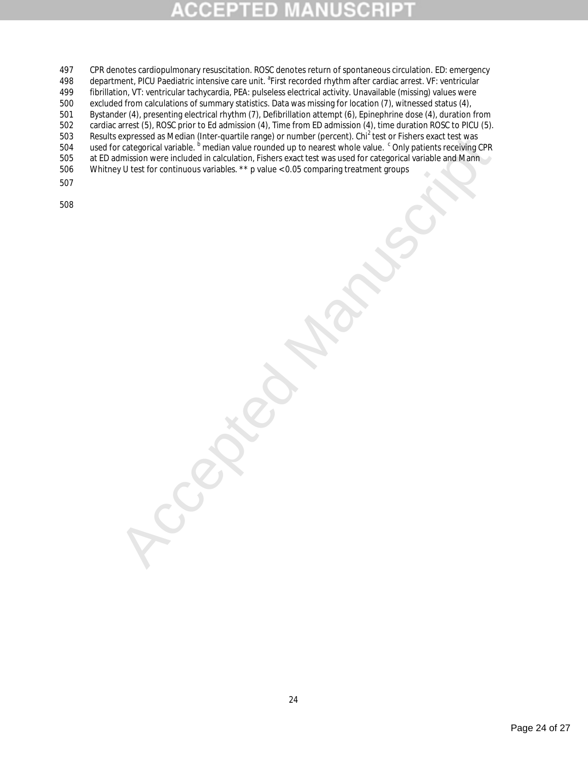CPR denotes cardiopulmonary resuscitation. ROSC denotes return of spontaneous circulation. ED: emergency department, PICU Paediatric intensive care unit. [a]First recorded rhythm after cardiac arrest. VF: ventricular fibrillation, VT: ventricular tachycardia, PEA: pulseless electrical activity. Unavailable (missing) values were excluded from calculations of summary statistics. Data was missing for location (7), witnessed status (4), Bystander (4), presenting electrical rhythm (7), Defibrillation attempt (6), Epinephrine dose (4), duration from cardiac arrest (5), ROSC prior to Ed admission (4), Time from ED admission (4), time duration ROSC to PICU (5). Results expressed as Median (Inter-quartile range) or number (percent). $Chi^2$ test or Fishers exact test was used for categorical variable. [b] median value rounded up to nearest whole value. [c] Only patients receiving CPR at ED admission were included in calculation, Fishers exact test was used for categorical variable and Mann Whitney U test for continuous variables. ** p value < 0.05 comparing treatment groups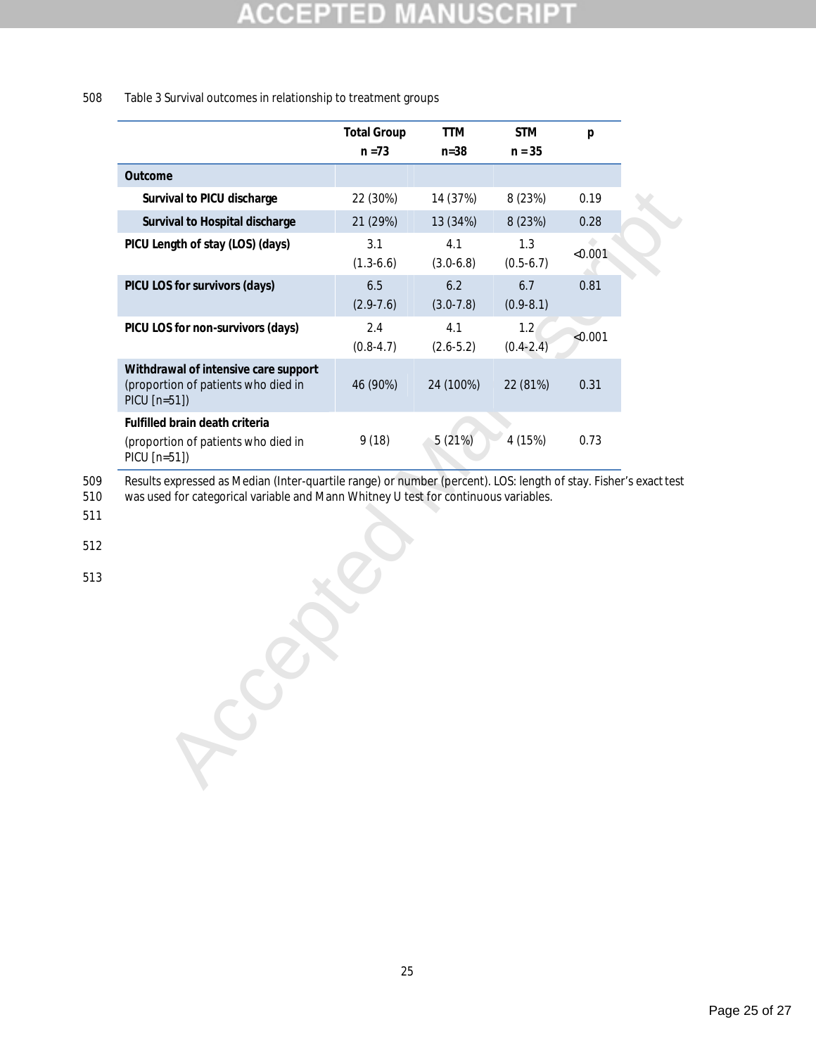Table 3 Survival outcomes in relationship to treatment groups

| | Total Group n =73 | TTM n=38 | STM n = 35 | p |
|---|---|---|---|---|
| **Outcome** | | | | |
| **Survival to PICU discharge** | 22 (30%) | 14 (37%) | 8 (23%) | 0.19 |
| **Survival to Hospital discharge** | 21 (29%) | 13 (34%) | 8 (23%) | 0.28 |
| **PICU Length of stay (LOS) (days)** | 3.1 (1.3-6.6) | 4.1 (3.0-6.8) | 1.3 (0.5-6.7) | <0.001 |
| **PICU LOS for survivors (days)** | 6.5 (2.9-7.6) | 6.2 (3.0-7.8) | 6.7 (0.9-8.1) | 0.81 |
| **PICU LOS for non-survivors (days)** | 2.4 (0.8-4.7) | 4.1 (2.6-5.2) | 1.2 (0.4-2.4) | <0.001 |
| **Withdrawal of intensive care support** (proportion of patients who died in PICU [n=51]) | 46 (90%) | 24 (100%) | 22 (81%) | 0.31 |
| **Fulfilled brain death criteria** (proportion of patients who died in PICU [n=51]) | 9 (18) | 5 (21%) | 4 (15%) | 0.73 |

Results expressed as Median (Inter-quartile range) or number (percent). LOS: length of stay. Fisher's exact test was used for categorical variable and Mann Whitney U test for continuous variables.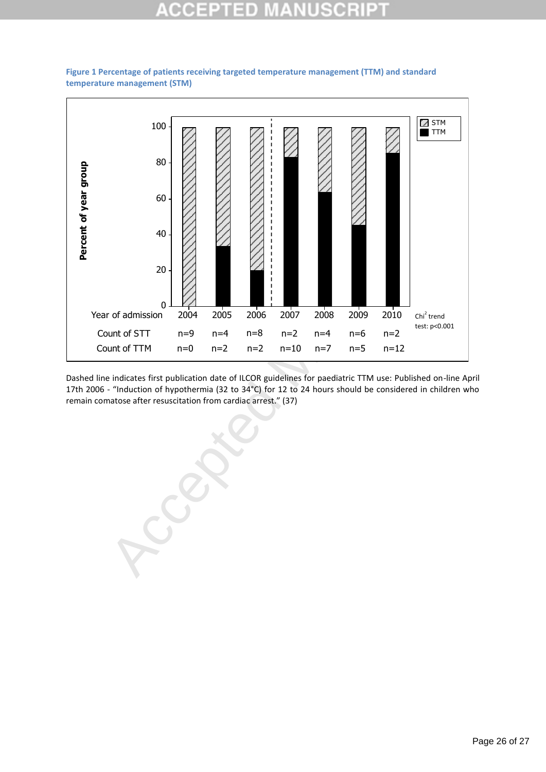**Figure 1 Percentage of patients receiving targeted temperature management (TTM) and standard temperature management (STM)**

| Year of admission | 2004 | 2005 | 2006 | 2007 | 2008 | 2009 | 2010 |
|---|---|---|---|---|---|---|---|
| Count of STT | n=9 | n=4 | n=8 | n=2 | n=4 | n=6 | n=2 |
| Count of TTM | n=0 | n=2 | n=2 | n=10 | n=7 | n=5 | n=12 |

$Chi^2$ trend test: $p<0.001$

Dashed line indicates first publication date of ILCOR guidelines for paediatric TTM use: Published on-line April 17th 2006 - "Induction of hypothermia (32 to 34°C) for 12 to 24 hours should be considered in children who remain comatose after resuscitation from cardiac arrest." (37)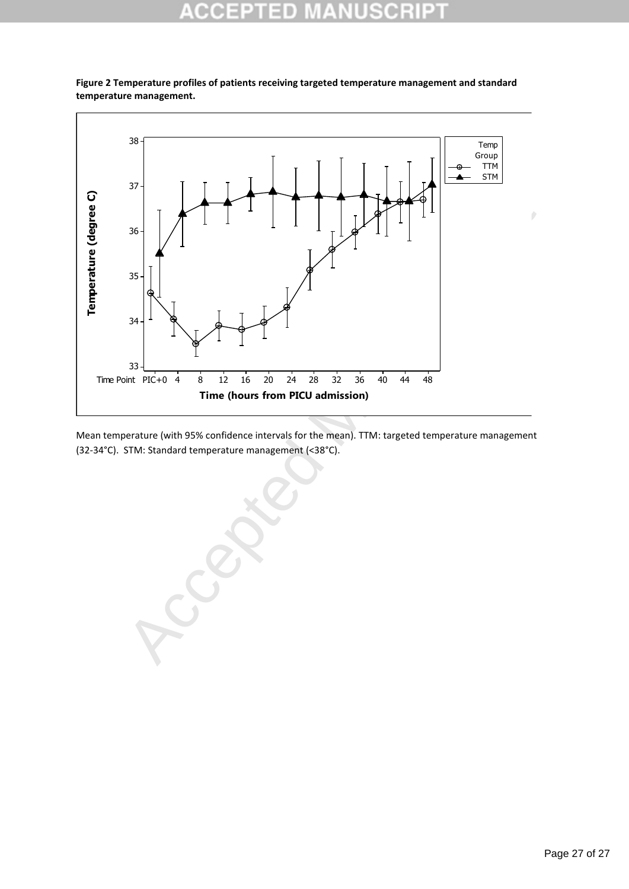**Figure 2 Temperature profiles of patients receiving targeted temperature management and standard temperature management.**

Temp Group
TTM
STM

Temperature (degree C)

38
37
36
35
34
33

Time Point PIC+0 4 8 12 16 20 24 28 32 36 40 44 48

Time (hours from PICU admission)

Mean temperature (with 95% confidence intervals for the mean). TTM: targeted temperature management (32-34°C). STM: Standard temperature management (<38°C).